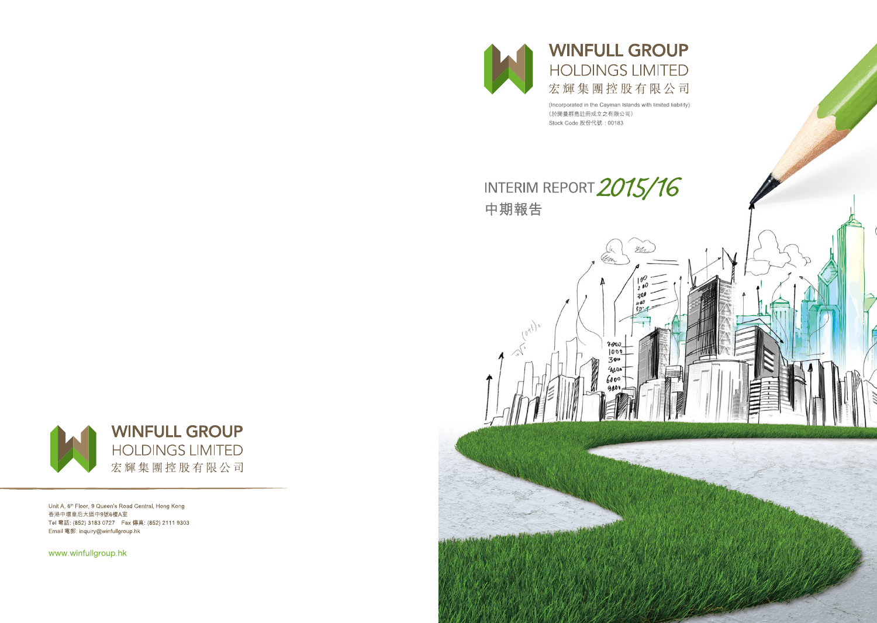# WINFULL GROUP HOLDINGS LIMITED
# 宏輝集團控股有限公司

(Incorporated in the Cayman Islands with limited liability)
（於開曼群島註冊成立之有限公司）
Stock Code 股份代號：00183

## INTERIM REPORT 2015/16
## 中期報告

WINFULL GROUP HOLDINGS LIMITED
宏輝集團控股有限公司

Unit A, 6th Floor, 9 Queen's Road Central, Hong Kong
香港中環皇后大道中9號6樓A室
Tel 電話: (852) 3183 0727 Fax 傳真: (852) 2111 9303
Email 電郵: inquiry@winfullgroup.hk

www.winfullgroup.hk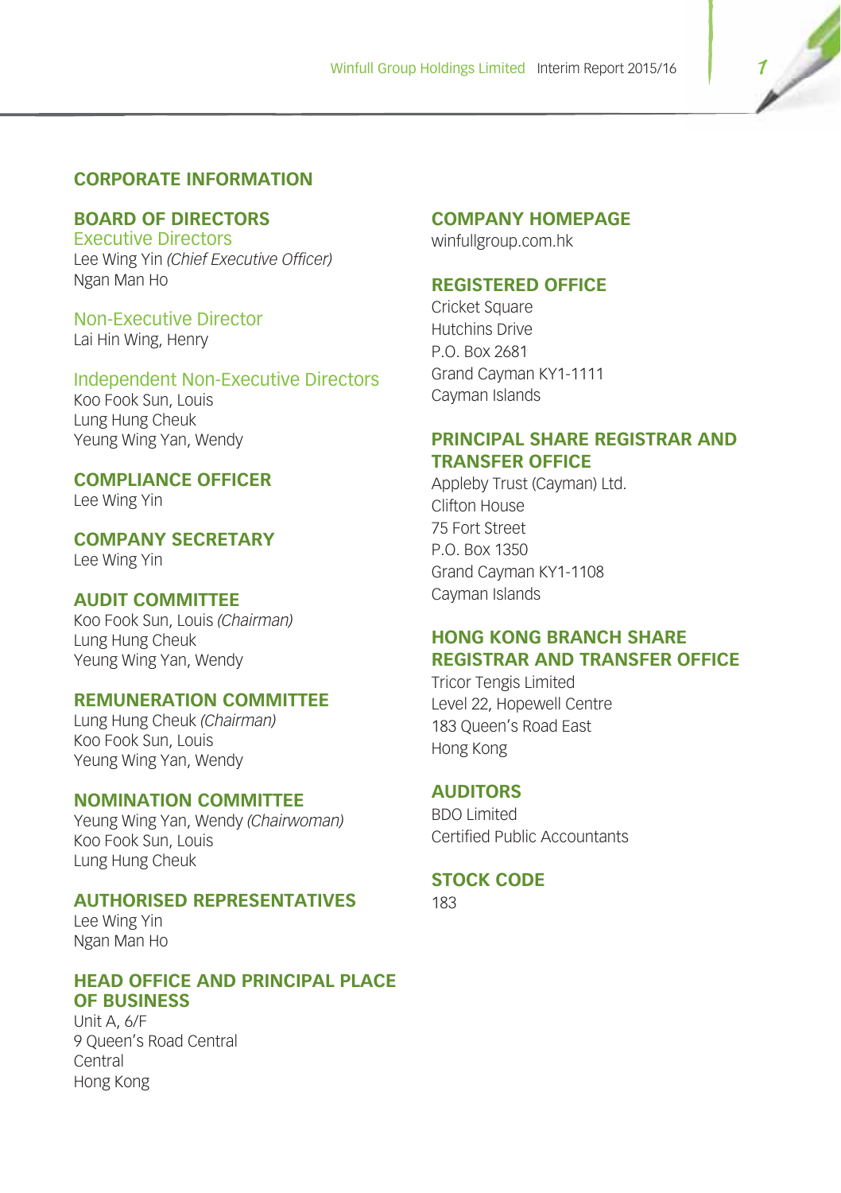# CORPORATE INFORMATION

## BOARD OF DIRECTORS

### Executive Directors

Lee Wing Yin *(Chief Executive Officer)*
Ngan Man Ho

### Non-Executive Director

Lai Hin Wing, Henry

### Independent Non-Executive Directors

Koo Fook Sun, Louis
Lung Hung Cheuk
Yeung Wing Yan, Wendy

## COMPLIANCE OFFICER

Lee Wing Yin

## COMPANY SECRETARY

Lee Wing Yin

## AUDIT COMMITTEE

Koo Fook Sun, Louis *(Chairman)*
Lung Hung Cheuk
Yeung Wing Yan, Wendy

## REMUNERATION COMMITTEE

Lung Hung Cheuk *(Chairman)*
Koo Fook Sun, Louis
Yeung Wing Yan, Wendy

## NOMINATION COMMITTEE

Yeung Wing Yan, Wendy *(Chairwoman)*
Koo Fook Sun, Louis
Lung Hung Cheuk

## AUTHORISED REPRESENTATIVES

Lee Wing Yin
Ngan Man Ho

## HEAD OFFICE AND PRINCIPAL PLACE OF BUSINESS

Unit A, 6/F
9 Queen's Road Central
Central
Hong Kong

## COMPANY HOMEPAGE

winfullgroup.com.hk

## REGISTERED OFFICE

Cricket Square
Hutchins Drive
P.O. Box 2681
Grand Cayman KY1-1111
Cayman Islands

## PRINCIPAL SHARE REGISTRAR AND TRANSFER OFFICE

Appleby Trust (Cayman) Ltd.
Clifton House
75 Fort Street
P.O. Box 1350
Grand Cayman KY1-1108
Cayman Islands

## HONG KONG BRANCH SHARE REGISTRAR AND TRANSFER OFFICE

Tricor Tengis Limited
Level 22, Hopewell Centre
183 Queen's Road East
Hong Kong

## AUDITORS

BDO Limited
Certified Public Accountants

## STOCK CODE

183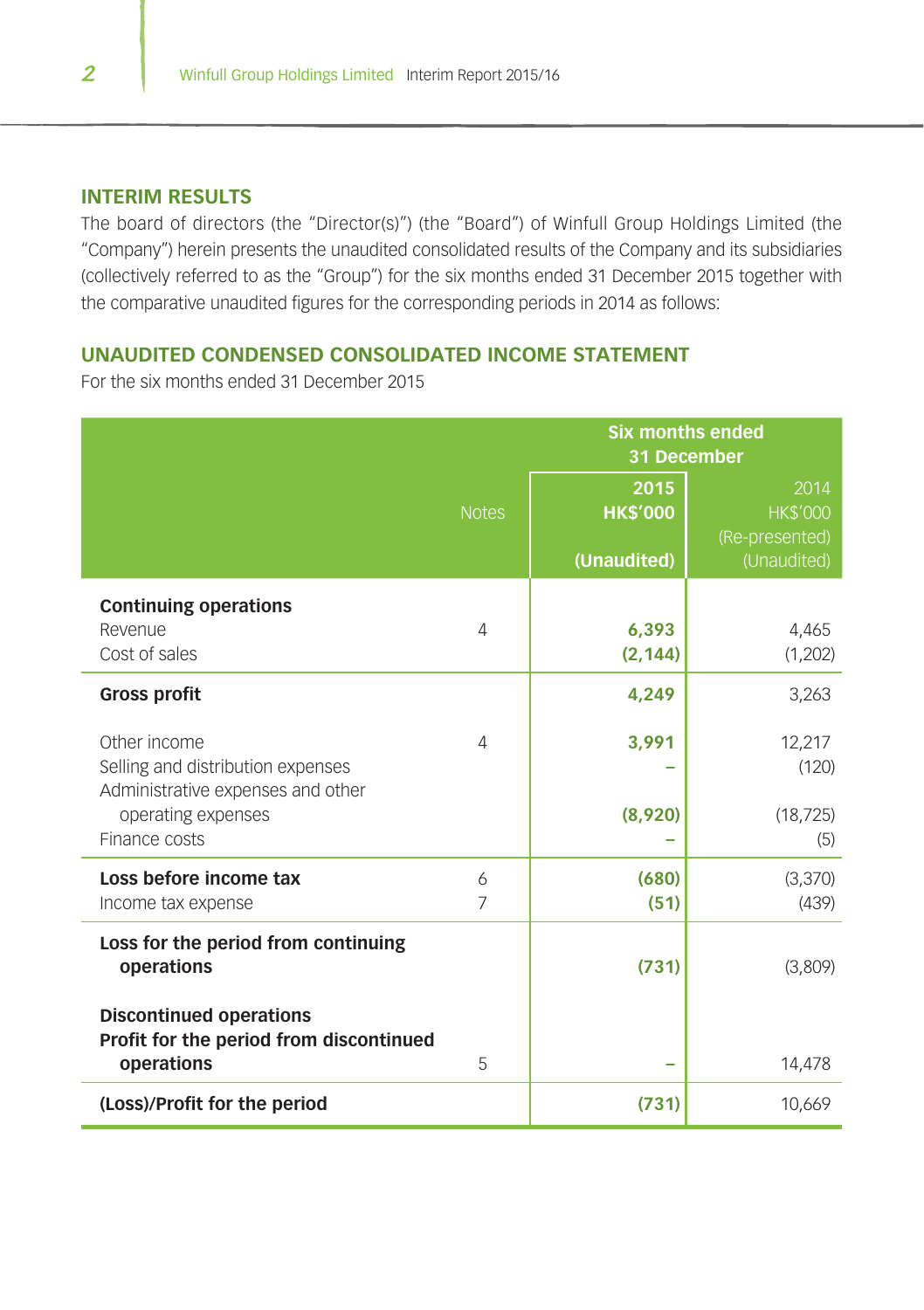## INTERIM RESULTS

The board of directors (the "Director(s)") (the "Board") of Winfull Group Holdings Limited (the "Company") herein presents the unaudited consolidated results of the Company and its subsidiaries (collectively referred to as the "Group") for the six months ended 31 December 2015 together with the comparative unaudited figures for the corresponding periods in 2014 as follows:

## UNAUDITED CONDENSED CONSOLIDATED INCOME STATEMENT

For the six months ended 31 December 2015

| | Notes | Six months ended 31 December | |
|---|---|---|---|
| | | **2015 HK$'000 (Unaudited)** | 2014 HK$'000 (Re-presented) (Unaudited) |
| **Continuing operations** | | | |
| Revenue | 4 | **6,393** | 4,465 |
| Cost of sales | | **(2,144)** | (1,202) |
| **Gross profit** | | **4,249** | 3,263 |
| Other income | 4 | **3,991** | 12,217 |
| Selling and distribution expenses | | **–** | (120) |
| Administrative expenses and other operating expenses | | **(8,920)** | (18,725) |
| Finance costs | | **–** | (5) |
| **Loss before income tax** | 6 | **(680)** | (3,370) |
| Income tax expense | 7 | **(51)** | (439) |
| **Loss for the period from continuing operations** | | **(731)** | (3,809) |
| **Discontinued operations** | | | |
| **Profit for the period from discontinued operations** | 5 | **–** | 14,478 |
| **(Loss)/Profit for the period** | | **(731)** | 10,669 |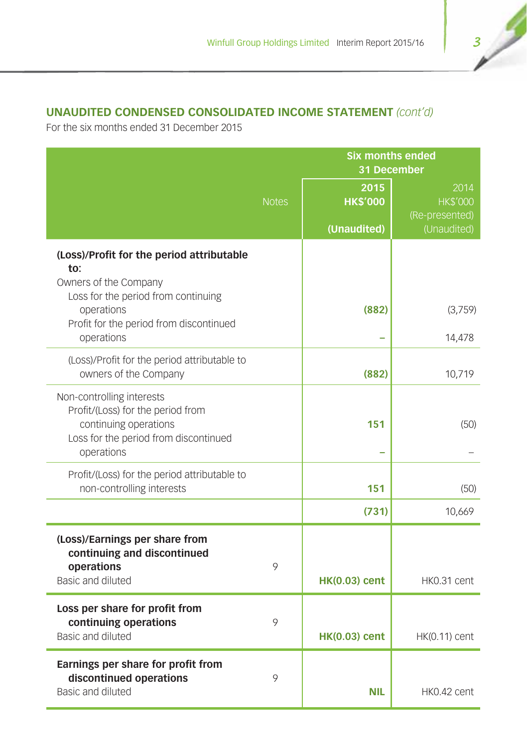## UNAUDITED CONDENSED CONSOLIDATED INCOME STATEMENT *(cont'd)*

For the six months ended 31 December 2015

| | Notes | Six months ended 31 December | |
|---|---|---|---|
| | | **2015** **HK$'000** **(Unaudited)** | 2014 HK$'000 (Re-presented) (Unaudited) |
| **(Loss)/Profit for the period attributable to:** | | | |
| Owners of the Company | | | |
| Loss for the period from continuing operations | | **(882)** | (3,759) |
| Profit for the period from discontinued operations | | **–** | 14,478 |
| (Loss)/Profit for the period attributable to owners of the Company | | **(882)** | 10,719 |
| Non-controlling interests | | | |
| Profit/(Loss) for the period from continuing operations | | **151** | (50) |
| Loss for the period from discontinued operations | | **–** | – |
| Profit/(Loss) for the period attributable to non-controlling interests | | **151** | (50) |
| | | **(731)** | 10,669 |
| **(Loss)/Earnings per share from continuing and discontinued operations** | 9 | | |
| Basic and diluted | | **HK(0.03) cent** | HK0.31 cent |
| **Loss per share for profit from continuing operations** | 9 | | |
| Basic and diluted | | **HK(0.03) cent** | HK(0.11) cent |
| **Earnings per share for profit from discontinued operations** | 9 | | |
| Basic and diluted | | **NIL** | HK0.42 cent |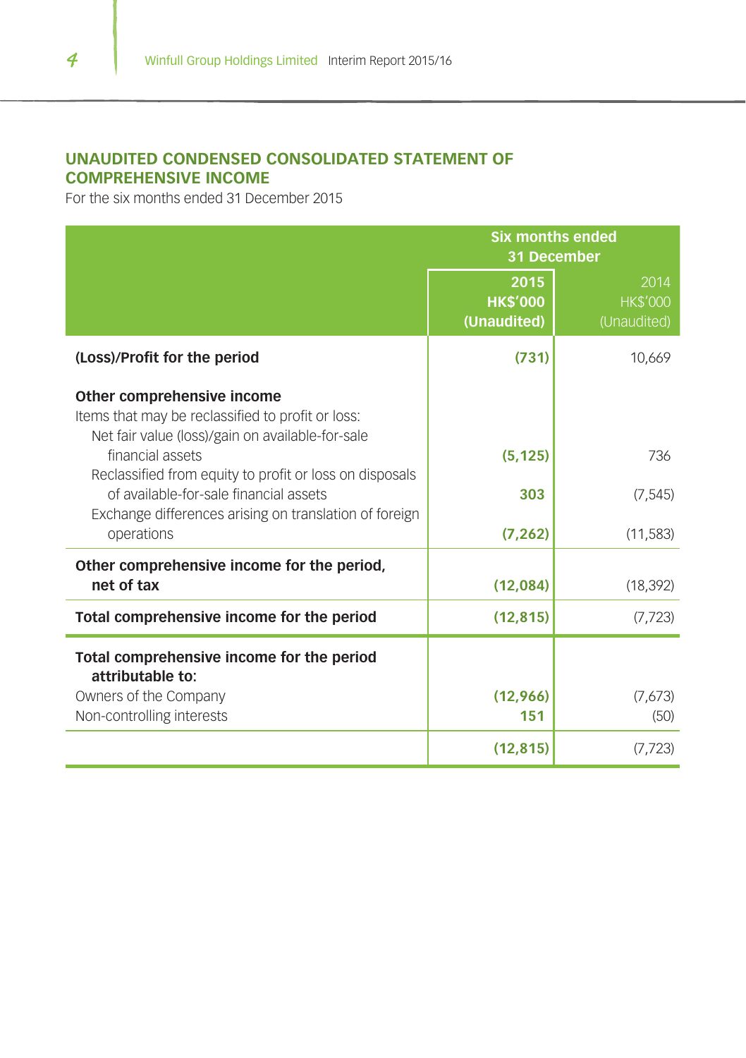## UNAUDITED CONDENSED CONSOLIDATED STATEMENT OF COMPREHENSIVE INCOME

For the six months ended 31 December 2015

| | Six months ended 31 December | |
|---|---|---|
| | **2015 HK$'000 (Unaudited)** | 2014 HK$'000 (Unaudited) |
| **(Loss)/Profit for the period** | **(731)** | 10,669 |
| **Other comprehensive income** | | |
| Items that may be reclassified to profit or loss: | | |
| Net fair value (loss)/gain on available-for-sale financial assets | **(5,125)** | 736 |
| Reclassified from equity to profit or loss on disposals of available-for-sale financial assets | **303** | (7,545) |
| Exchange differences arising on translation of foreign operations | **(7,262)** | (11,583) |
| **Other comprehensive income for the period, net of tax** | **(12,084)** | (18,392) |
| **Total comprehensive income for the period** | **(12,815)** | (7,723) |
| **Total comprehensive income for the period attributable to:** | | |
| Owners of the Company | **(12,966)** | (7,673) |
| Non-controlling interests | **151** | (50) |
| | **(12,815)** | (7,723) |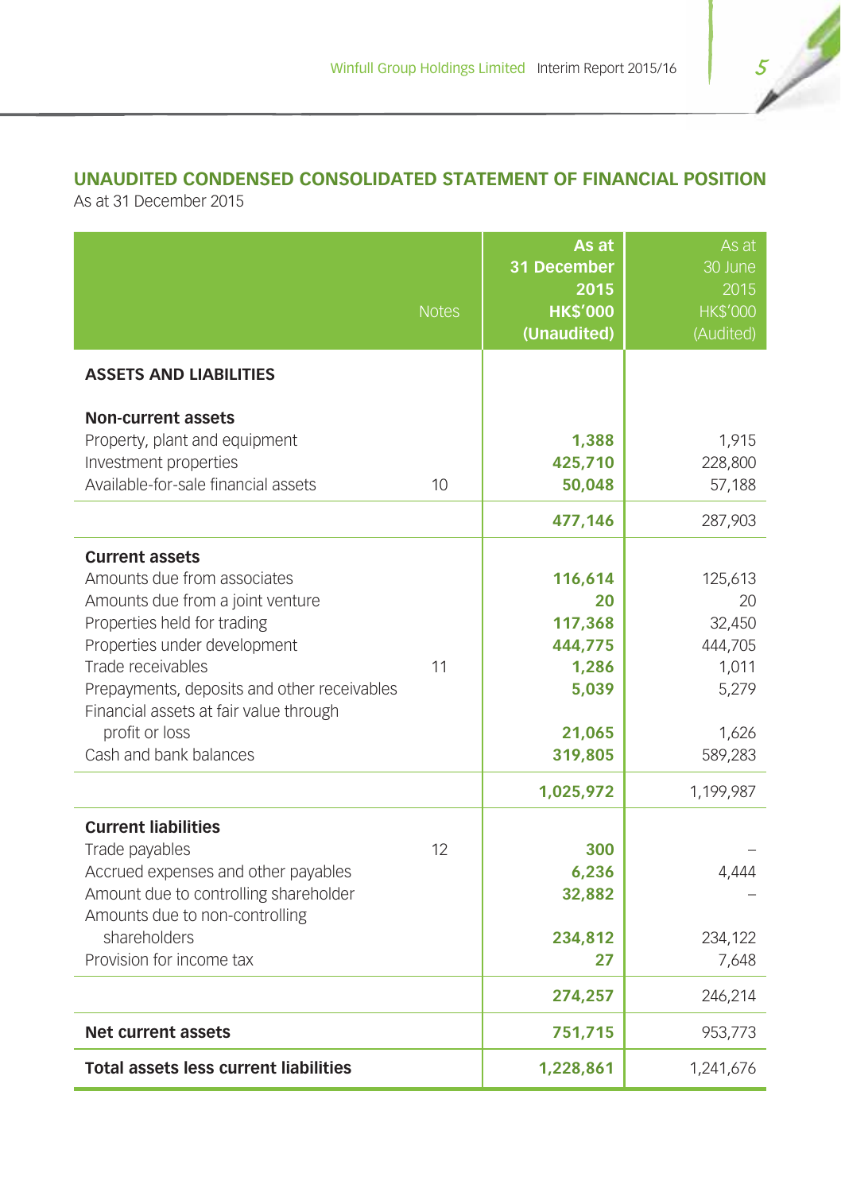## UNAUDITED CONDENSED CONSOLIDATED STATEMENT OF FINANCIAL POSITION

As at 31 December 2015

| | Notes | As at 31 December 2015 HK$'000 (Unaudited) | As at 30 June 2015 HK$'000 (Audited) |
|---|---|---|---|
| **ASSETS AND LIABILITIES** | | | |
| **Non-current assets** | | | |
| Property, plant and equipment | | **1,388** | 1,915 |
| Investment properties | | **425,710** | 228,800 |
| Available-for-sale financial assets | 10 | **50,048** | 57,188 |
| | | **477,146** | 287,903 |
| **Current assets** | | | |
| Amounts due from associates | | **116,614** | 125,613 |
| Amounts due from a joint venture | | **20** | 20 |
| Properties held for trading | | **117,368** | 32,450 |
| Properties under development | | **444,775** | 444,705 |
| Trade receivables | 11 | **1,286** | 1,011 |
| Prepayments, deposits and other receivables | | **5,039** | 5,279 |
| Financial assets at fair value through profit or loss | | **21,065** | 1,626 |
| Cash and bank balances | | **319,805** | 589,283 |
| | | **1,025,972** | 1,199,987 |
| **Current liabilities** | | | |
| Trade payables | 12 | **300** | – |
| Accrued expenses and other payables | | **6,236** | 4,444 |
| Amount due to controlling shareholder | | **32,882** | – |
| Amounts due to non-controlling shareholders | | **234,812** | 234,122 |
| Provision for income tax | | **27** | 7,648 |
| | | **274,257** | 246,214 |
| **Net current assets** | | **751,715** | 953,773 |
| **Total assets less current liabilities** | | **1,228,861** | 1,241,676 |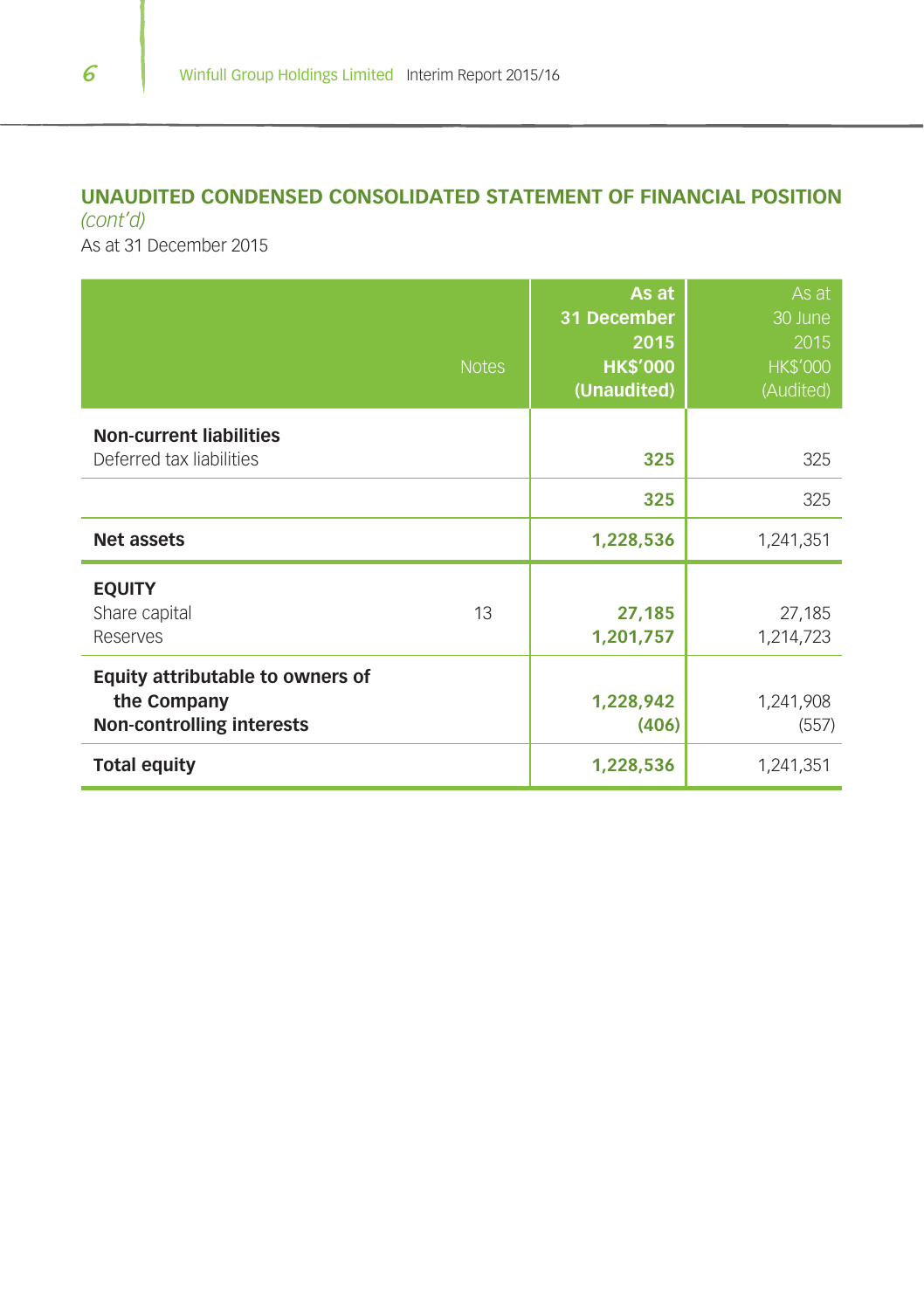## UNAUDITED CONDENSED CONSOLIDATED STATEMENT OF FINANCIAL POSITION

*(cont'd)*

As at 31 December 2015

| | Notes | As at 31 December 2015 HK$'000 (Unaudited) | As at 30 June 2015 HK$'000 (Audited) |
|---|---|---|---|
| **Non-current liabilities** | | | |
| Deferred tax liabilities | | **325** | 325 |
| | | **325** | 325 |
| **Net assets** | | **1,228,536** | 1,241,351 |
| **EQUITY** | | | |
| Share capital | 13 | **27,185** | 27,185 |
| Reserves | | **1,201,757** | 1,214,723 |
| **Equity attributable to owners of the Company** | | **1,228,942** | 1,241,908 |
| **Non-controlling interests** | | **(406)** | (557) |
| **Total equity** | | **1,228,536** | 1,241,351 |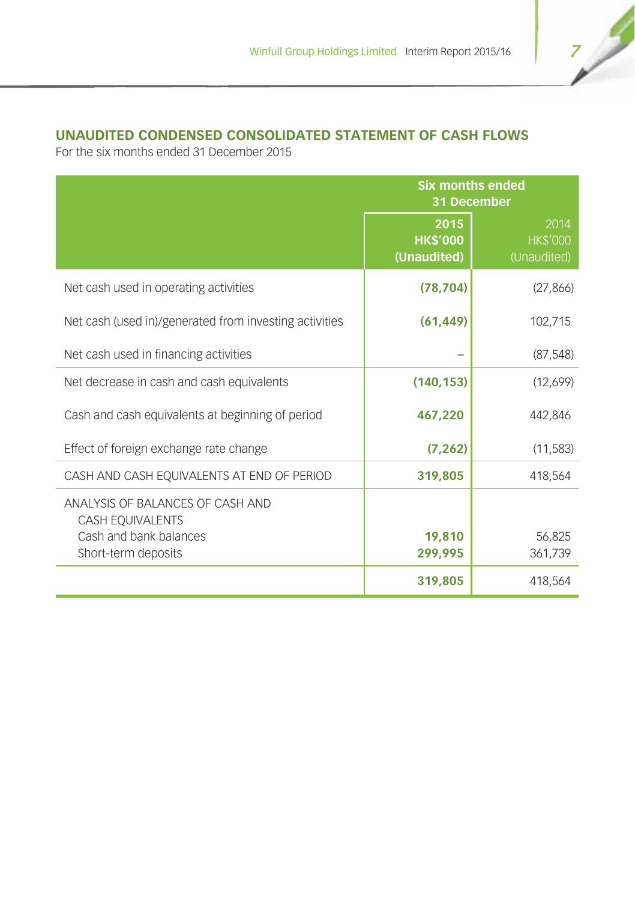## UNAUDITED CONDENSED CONSOLIDATED STATEMENT OF CASH FLOWS

For the six months ended 31 December 2015

| | Six months ended 31 December | |
|---|---|---|
| | **2015 HK$'000 (Unaudited)** | 2014 HK$'000 (Unaudited) |
| Net cash used in operating activities | **(78,704)** | (27,866) |
| Net cash (used in)/generated from investing activities | **(61,449)** | 102,715 |
| Net cash used in financing activities | **–** | (87,548) |
| Net decrease in cash and cash equivalents | **(140,153)** | (12,699) |
| Cash and cash equivalents at beginning of period | **467,220** | 442,846 |
| Effect of foreign exchange rate change | **(7,262)** | (11,583) |
| CASH AND CASH EQUIVALENTS AT END OF PERIOD | **319,805** | 418,564 |
| ANALYSIS OF BALANCES OF CASH AND CASH EQUIVALENTS | | |
| Cash and bank balances | **19,810** | 56,825 |
| Short-term deposits | **299,995** | 361,739 |
| | **319,805** | 418,564 |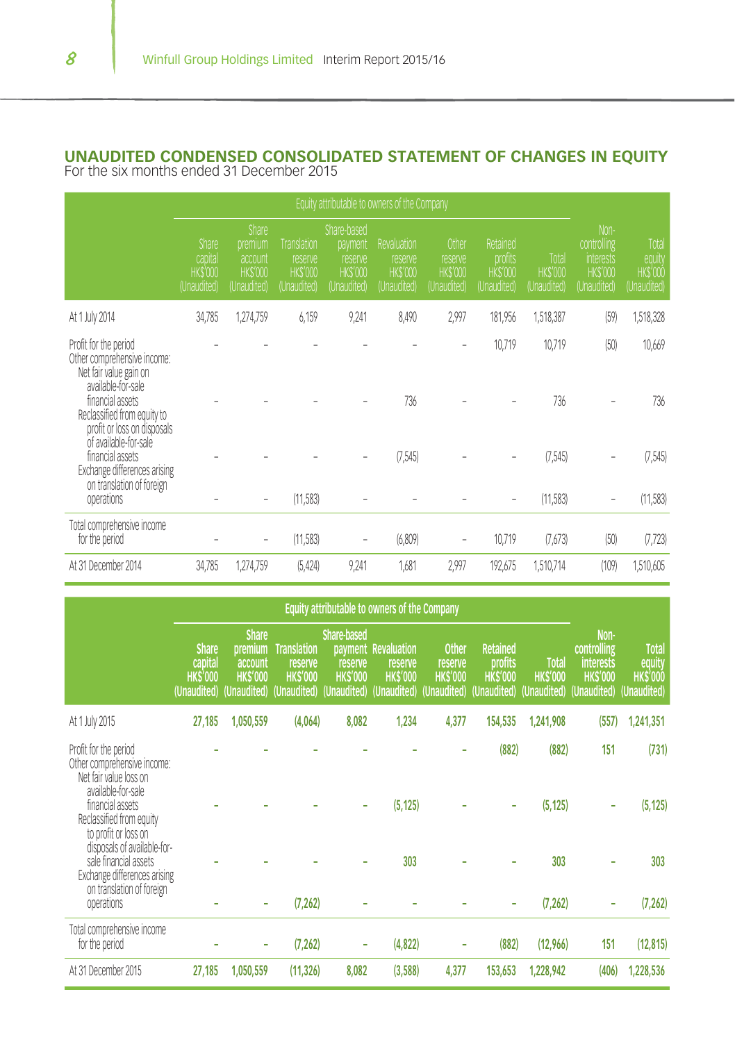# UNAUDITED CONDENSED CONSOLIDATED STATEMENT OF CHANGES IN EQUITY

For the six months ended 31 December 2015

| | Equity attributable to owners of the Company | | | | | | | | | |
|---|---|---|---|---|---|---|---|---|---|---|
| | Share capital HK$'000 (Unaudited) | Share premium account HK$'000 (Unaudited) | Translation reserve HK$'000 (Unaudited) | Share-based payment reserve HK$'000 (Unaudited) | Revaluation reserve HK$'000 (Unaudited) | Other reserve HK$'000 (Unaudited) | Retained profits HK$'000 (Unaudited) | Total HK$'000 (Unaudited) | Non-controlling interests HK$'000 (Unaudited) | Total equity HK$'000 (Unaudited) |
| At 1 July 2014 | 34,785 | 1,274,759 | 6,159 | 9,241 | 8,490 | 2,997 | 181,956 | 1,518,387 | (59) | 1,518,328 |
| Profit for the period | – | – | – | – | – | – | 10,719 | 10,719 | (50) | 10,669 |
| Other comprehensive income: | | | | | | | | | | |
| Net fair value gain on available-for-sale financial assets | – | – | – | – | 736 | – | – | 736 | – | 736 |
| Reclassified from equity to profit or loss on disposals of available-for-sale financial assets | – | – | – | – | (7,545) | – | – | (7,545) | – | (7,545) |
| Exchange differences arising on translation of foreign operations | – | – | (11,583) | – | – | – | – | (11,583) | – | (11,583) |
| Total comprehensive income for the period | – | – | (11,583) | – | (6,809) | – | 10,719 | (7,673) | (50) | (7,723) |
| At 31 December 2014 | 34,785 | 1,274,759 | (5,424) | 9,241 | 1,681 | 2,997 | 192,675 | 1,510,714 | (109) | 1,510,605 |

| | Equity attributable to owners of the Company | | | | | | | | | |
|---|---|---|---|---|---|---|---|---|---|---|
| | **Share capital HK$'000 (Unaudited)** | **Share premium account HK$'000 (Unaudited)** | **Translation reserve HK$'000 (Unaudited)** | **Share-based payment reserve HK$'000 (Unaudited)** | **Revaluation reserve HK$'000 (Unaudited)** | **Other reserve HK$'000 (Unaudited)** | **Retained profits HK$'000 (Unaudited)** | **Total HK$'000 (Unaudited)** | **Non-controlling interests HK$'000 (Unaudited)** | **Total equity HK$'000 (Unaudited)** |
| At 1 July 2015 | **27,185** | **1,050,559** | **(4,064)** | **8,082** | **1,234** | **4,377** | **154,535** | **1,241,908** | **(557)** | **1,241,351** |
| Profit for the period | **–** | **–** | **–** | **–** | **–** | **–** | **(882)** | **(882)** | **151** | **(731)** |
| Other comprehensive income: | | | | | | | | | | |
| Net fair value loss on available-for-sale financial assets | **–** | **–** | **–** | **–** | **(5,125)** | **–** | **–** | **(5,125)** | **–** | **(5,125)** |
| Reclassified from equity to profit or loss on disposals of available-for-sale financial assets | **–** | **–** | **–** | **–** | **303** | **–** | **–** | **303** | **–** | **303** |
| Exchange differences arising on translation of foreign operations | **–** | **–** | **(7,262)** | **–** | **–** | **–** | **–** | **(7,262)** | **–** | **(7,262)** |
| Total comprehensive income for the period | **–** | **–** | **(7,262)** | **–** | **(4,822)** | **–** | **(882)** | **(12,966)** | **151** | **(12,815)** |
| At 31 December 2015 | **27,185** | **1,050,559** | **(11,326)** | **8,082** | **(3,588)** | **4,377** | **153,653** | **1,228,942** | **(406)** | **1,228,536** |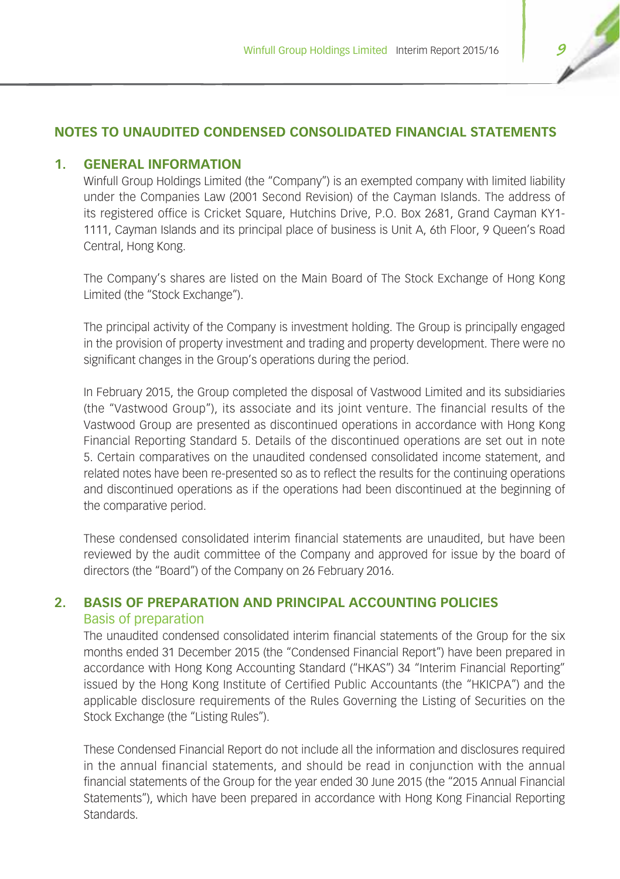## NOTES TO UNAUDITED CONDENSED CONSOLIDATED FINANCIAL STATEMENTS

### 1. GENERAL INFORMATION

Winfull Group Holdings Limited (the "Company") is an exempted company with limited liability under the Companies Law (2001 Second Revision) of the Cayman Islands. The address of its registered office is Cricket Square, Hutchins Drive, P.O. Box 2681, Grand Cayman KY1-1111, Cayman Islands and its principal place of business is Unit A, 6th Floor, 9 Queen's Road Central, Hong Kong.

The Company's shares are listed on the Main Board of The Stock Exchange of Hong Kong Limited (the "Stock Exchange").

The principal activity of the Company is investment holding. The Group is principally engaged in the provision of property investment and trading and property development. There were no significant changes in the Group's operations during the period.

In February 2015, the Group completed the disposal of Vastwood Limited and its subsidiaries (the "Vastwood Group"), its associate and its joint venture. The financial results of the Vastwood Group are presented as discontinued operations in accordance with Hong Kong Financial Reporting Standard 5. Details of the discontinued operations are set out in note 5. Certain comparatives on the unaudited condensed consolidated income statement, and related notes have been re-presented so as to reflect the results for the continuing operations and discontinued operations as if the operations had been discontinued at the beginning of the comparative period.

These condensed consolidated interim financial statements are unaudited, but have been reviewed by the audit committee of the Company and approved for issue by the board of directors (the "Board") of the Company on 26 February 2016.

### 2. BASIS OF PREPARATION AND PRINCIPAL ACCOUNTING POLICIES

#### Basis of preparation

The unaudited condensed consolidated interim financial statements of the Group for the six months ended 31 December 2015 (the "Condensed Financial Report") have been prepared in accordance with Hong Kong Accounting Standard ("HKAS") 34 "Interim Financial Reporting" issued by the Hong Kong Institute of Certified Public Accountants (the "HKICPA") and the applicable disclosure requirements of the Rules Governing the Listing of Securities on the Stock Exchange (the "Listing Rules").

These Condensed Financial Report do not include all the information and disclosures required in the annual financial statements, and should be read in conjunction with the annual financial statements of the Group for the year ended 30 June 2015 (the "2015 Annual Financial Statements"), which have been prepared in accordance with Hong Kong Financial Reporting Standards.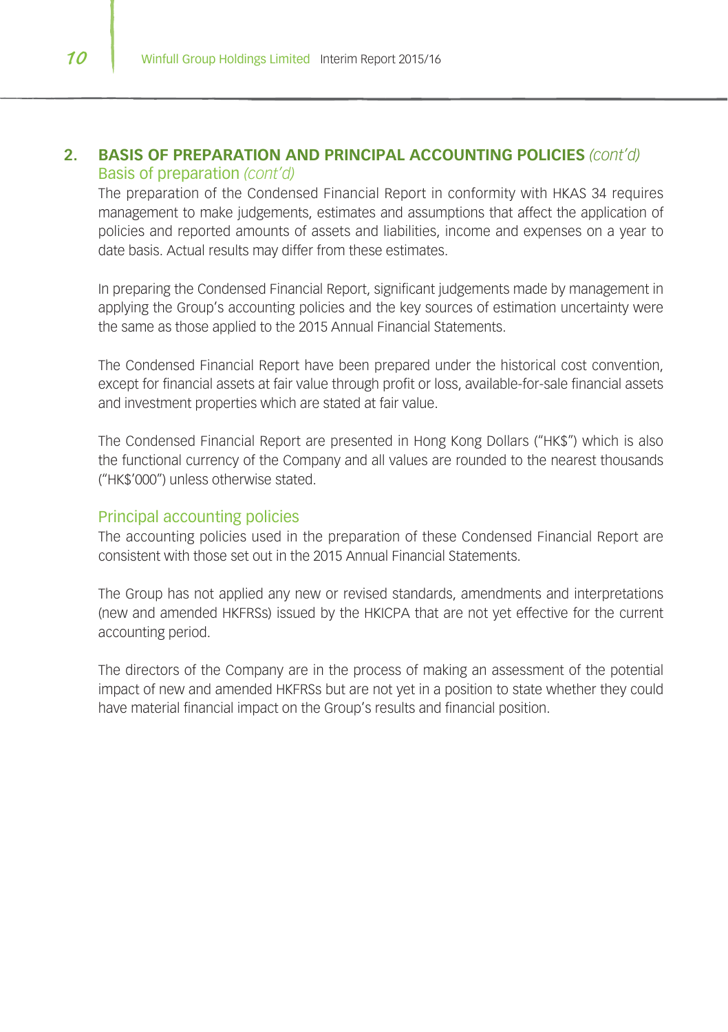## 2. BASIS OF PREPARATION AND PRINCIPAL ACCOUNTING POLICIES *(cont'd)*

### Basis of preparation *(cont'd)*

The preparation of the Condensed Financial Report in conformity with HKAS 34 requires management to make judgements, estimates and assumptions that affect the application of policies and reported amounts of assets and liabilities, income and expenses on a year to date basis. Actual results may differ from these estimates.

In preparing the Condensed Financial Report, significant judgements made by management in applying the Group's accounting policies and the key sources of estimation uncertainty were the same as those applied to the 2015 Annual Financial Statements.

The Condensed Financial Report have been prepared under the historical cost convention, except for financial assets at fair value through profit or loss, available-for-sale financial assets and investment properties which are stated at fair value.

The Condensed Financial Report are presented in Hong Kong Dollars ("HK$") which is also the functional currency of the Company and all values are rounded to the nearest thousands ("HK$'000") unless otherwise stated.

### Principal accounting policies

The accounting policies used in the preparation of these Condensed Financial Report are consistent with those set out in the 2015 Annual Financial Statements.

The Group has not applied any new or revised standards, amendments and interpretations (new and amended HKFRSs) issued by the HKICPA that are not yet effective for the current accounting period.

The directors of the Company are in the process of making an assessment of the potential impact of new and amended HKFRSs but are not yet in a position to state whether they could have material financial impact on the Group's results and financial position.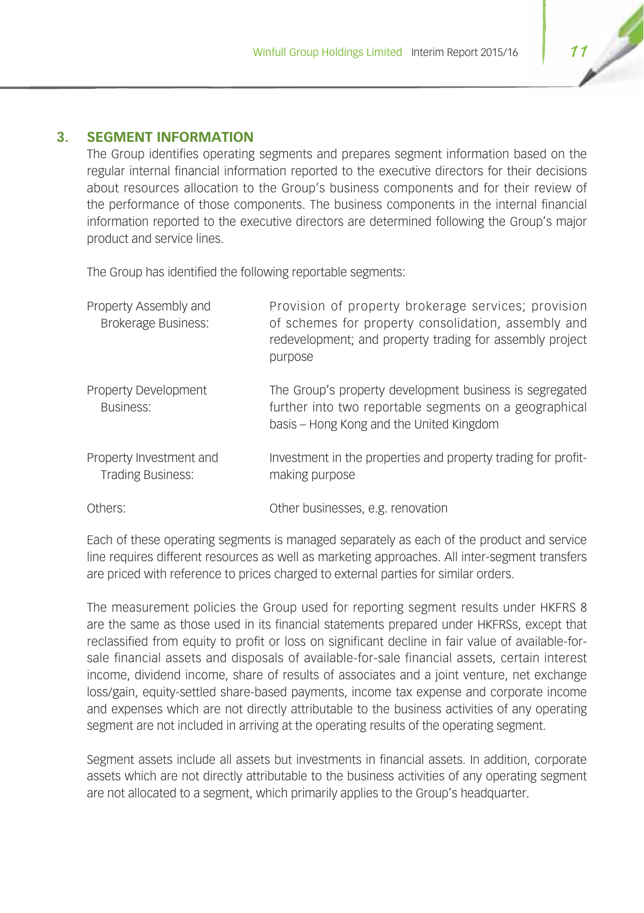## 3. SEGMENT INFORMATION

The Group identifies operating segments and prepares segment information based on the regular internal financial information reported to the executive directors for their decisions about resources allocation to the Group's business components and for their review of the performance of those components. The business components in the internal financial information reported to the executive directors are determined following the Group's major product and service lines.

The Group has identified the following reportable segments:

| | |
|---|---|
| Property Assembly and Brokerage Business: | Provision of property brokerage services; provision of schemes for property consolidation, assembly and redevelopment; and property trading for assembly project purpose |
| Property Development Business: | The Group's property development business is segregated further into two reportable segments on a geographical basis – Hong Kong and the United Kingdom |
| Property Investment and Trading Business: | Investment in the properties and property trading for profit-making purpose |
| Others: | Other businesses, e.g. renovation |

Each of these operating segments is managed separately as each of the product and service line requires different resources as well as marketing approaches. All inter-segment transfers are priced with reference to prices charged to external parties for similar orders.

The measurement policies the Group used for reporting segment results under HKFRS 8 are the same as those used in its financial statements prepared under HKFRSs, except that reclassified from equity to profit or loss on significant decline in fair value of available-for-sale financial assets and disposals of available-for-sale financial assets, certain interest income, dividend income, share of results of associates and a joint venture, net exchange loss/gain, equity-settled share-based payments, income tax expense and corporate income and expenses which are not directly attributable to the business activities of any operating segment are not included in arriving at the operating results of the operating segment.

Segment assets include all assets but investments in financial assets. In addition, corporate assets which are not directly attributable to the business activities of any operating segment are not allocated to a segment, which primarily applies to the Group's headquarter.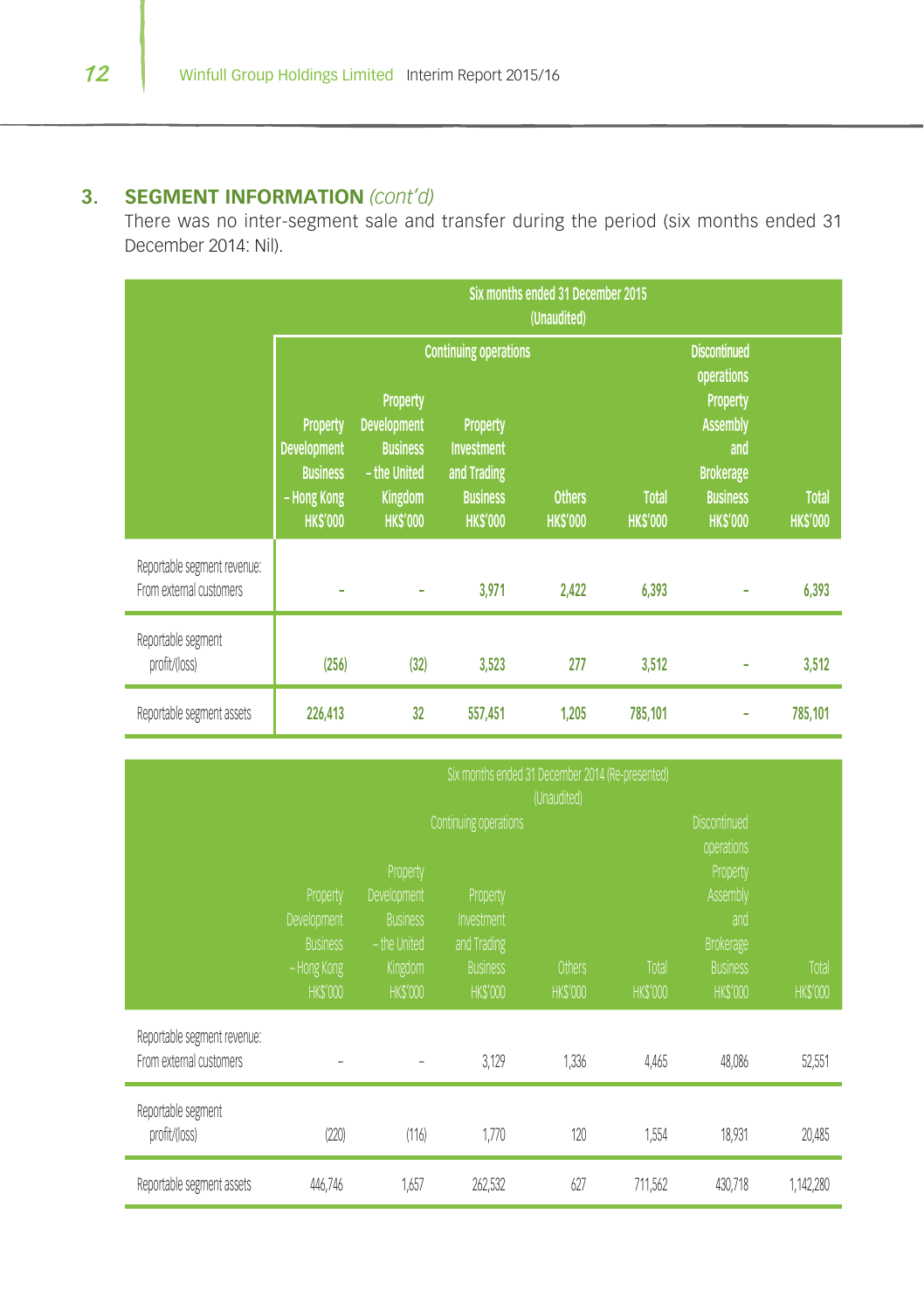## 3. SEGMENT INFORMATION *(cont'd)*

There was no inter-segment sale and transfer during the period (six months ended 31 December 2014: Nil).

| | Six months ended 31 December 2015 (Unaudited) | | | | | | |
|---|---|---|---|---|---|---|---|
| | Continuing operations | | | | | Discontinued operations | |
| | Property Development Business – Hong Kong HK$'000 | Property Development Business – the United Kingdom HK$'000 | Property Investment and Trading Business HK$'000 | Others HK$'000 | Total HK$'000 | Property Assembly and Brokerage Business HK$'000 | Total HK$'000 |
| Reportable segment revenue: From external customers | – | – | 3,971 | 2,422 | 6,393 | – | 6,393 |
| Reportable segment profit/(loss) | (256) | (32) | 3,523 | 277 | 3,512 | – | 3,512 |
| Reportable segment assets | 226,413 | 32 | 557,451 | 1,205 | 785,101 | – | 785,101 |

| | Six months ended 31 December 2014 (Re-presented) (Unaudited) | | | | | | |
|---|---|---|---|---|---|---|---|
| | Continuing operations | | | | | Discontinued operations | |
| | Property Development Business – Hong Kong HK$'000 | Property Development Business – the United Kingdom HK$'000 | Property Investment and Trading Business HK$'000 | Others HK$'000 | Total HK$'000 | Property Assembly and Brokerage Business HK$'000 | Total HK$'000 |
| Reportable segment revenue: From external customers | – | – | 3,129 | 1,336 | 4,465 | 48,086 | 52,551 |
| Reportable segment profit/(loss) | (220) | (116) | 1,770 | 120 | 1,554 | 18,931 | 20,485 |
| Reportable segment assets | 446,746 | 1,657 | 262,532 | 627 | 711,562 | 430,718 | 1,142,280 |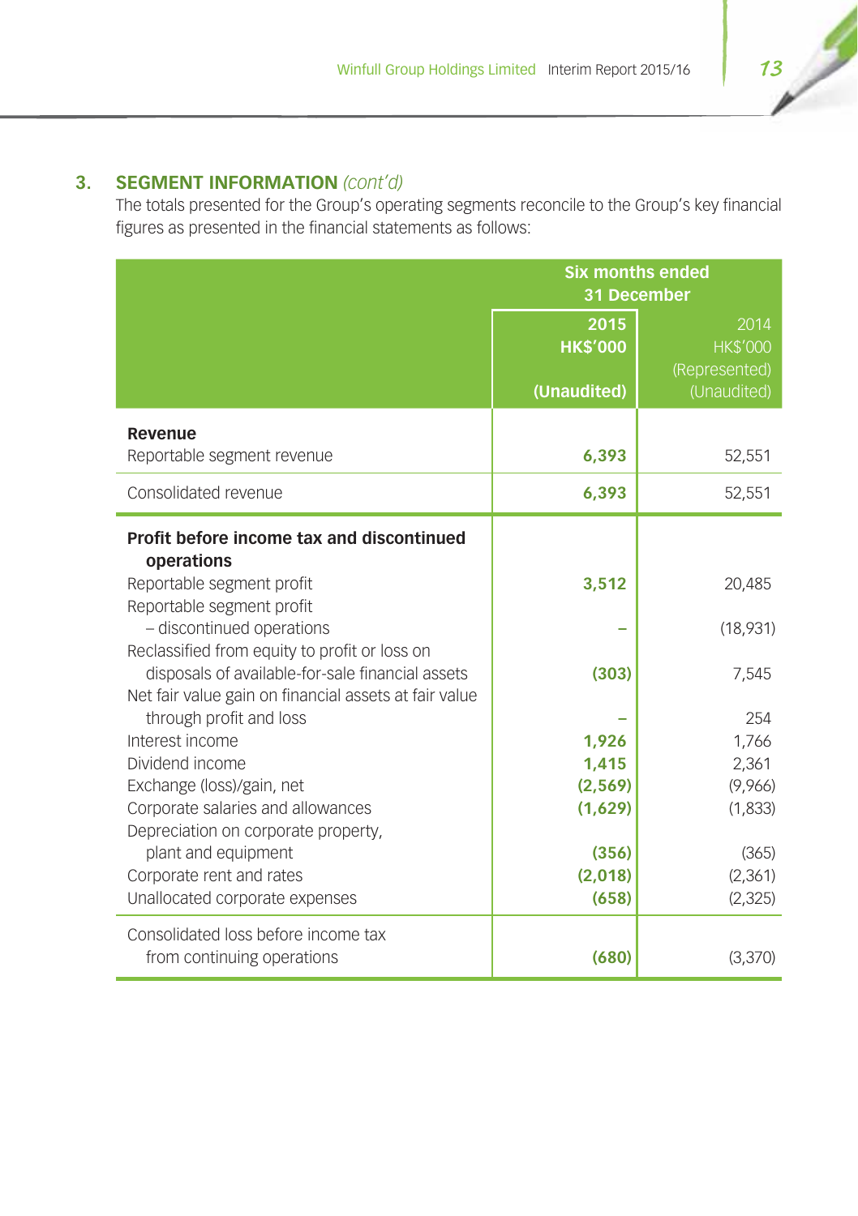## 3. SEGMENT INFORMATION *(cont'd)*

The totals presented for the Group's operating segments reconcile to the Group's key financial figures as presented in the financial statements as follows:

| | Six months ended 31 December | |
|---|---|---|
| | **2015** **HK$'000** **(Unaudited)** | 2014 HK$'000 (Represented) (Unaudited) |
| **Revenue** | | |
| Reportable segment revenue | **6,393** | 52,551 |
| Consolidated revenue | **6,393** | 52,551 |
| **Profit before income tax and discontinued operations** | | |
| Reportable segment profit | **3,512** | 20,485 |
| Reportable segment profit – discontinued operations | **–** | (18,931) |
| Reclassified from equity to profit or loss on disposals of available-for-sale financial assets | **(303)** | 7,545 |
| Net fair value gain on financial assets at fair value through profit and loss | **–** | 254 |
| Interest income | **1,926** | 1,766 |
| Dividend income | **1,415** | 2,361 |
| Exchange (loss)/gain, net | **(2,569)** | (9,966) |
| Corporate salaries and allowances | **(1,629)** | (1,833) |
| Depreciation on corporate property, plant and equipment | **(356)** | (365) |
| Corporate rent and rates | **(2,018)** | (2,361) |
| Unallocated corporate expenses | **(658)** | (2,325) |
| Consolidated loss before income tax from continuing operations | **(680)** | (3,370) |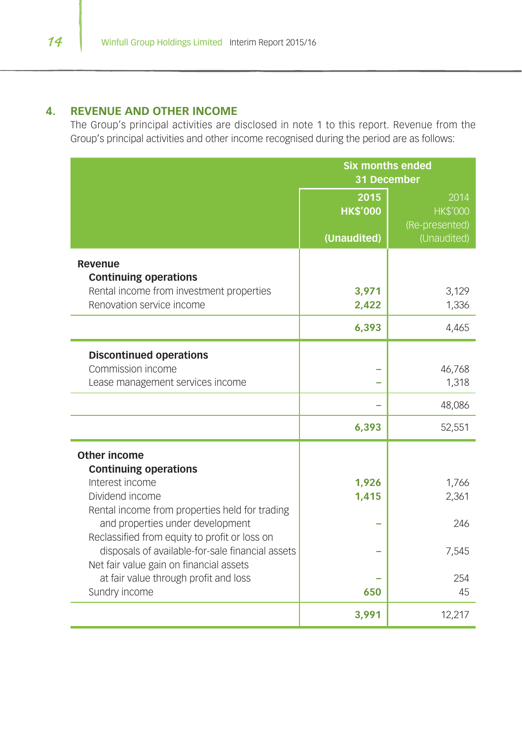## 4. REVENUE AND OTHER INCOME

The Group's principal activities are disclosed in note 1 to this report. Revenue from the Group's principal activities and other income recognised during the period are as follows:

| | Six months ended 31 December | |
|---|---|---|
| | **2015** **HK$'000** **(Unaudited)** | 2014 HK$'000 (Re-presented) (Unaudited) |
| **Revenue** | | |
| **Continuing operations** | | |
| Rental income from investment properties | **3,971** | 3,129 |
| Renovation service income | **2,422** | 1,336 |
| | **6,393** | 4,465 |
| **Discontinued operations** | | |
| Commission income | **–** | 46,768 |
| Lease management services income | **–** | 1,318 |
| | **–** | 48,086 |
| | **6,393** | 52,551 |
| **Other income** | | |
| **Continuing operations** | | |
| Interest income | **1,926** | 1,766 |
| Dividend income | **1,415** | 2,361 |
| Rental income from properties held for trading and properties under development | **–** | 246 |
| Reclassified from equity to profit or loss on disposals of available-for-sale financial assets | **–** | 7,545 |
| Net fair value gain on financial assets at fair value through profit and loss | **–** | 254 |
| Sundry income | **650** | 45 |
| | **3,991** | 12,217 |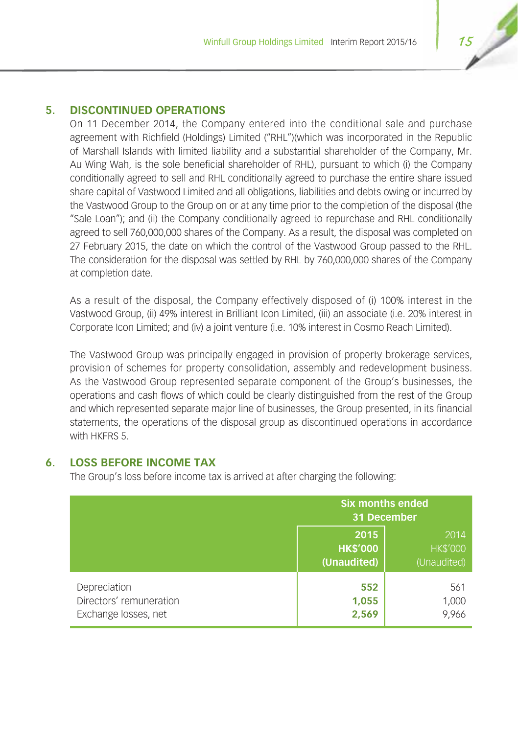## 5. DISCONTINUED OPERATIONS

On 11 December 2014, the Company entered into the conditional sale and purchase agreement with Richfield (Holdings) Limited ("RHL")(which was incorporated in the Republic of Marshall Islands with limited liability and a substantial shareholder of the Company, Mr. Au Wing Wah, is the sole beneficial shareholder of RHL), pursuant to which (i) the Company conditionally agreed to sell and RHL conditionally agreed to purchase the entire share issued share capital of Vastwood Limited and all obligations, liabilities and debts owing or incurred by the Vastwood Group to the Group on or at any time prior to the completion of the disposal (the "Sale Loan"); and (ii) the Company conditionally agreed to repurchase and RHL conditionally agreed to sell 760,000,000 shares of the Company. As a result, the disposal was completed on 27 February 2015, the date on which the control of the Vastwood Group passed to the RHL. The consideration for the disposal was settled by RHL by 760,000,000 shares of the Company at completion date.

As a result of the disposal, the Company effectively disposed of (i) 100% interest in the Vastwood Group, (ii) 49% interest in Brilliant Icon Limited, (iii) an associate (i.e. 20% interest in Corporate Icon Limited; and (iv) a joint venture (i.e. 10% interest in Cosmo Reach Limited).

The Vastwood Group was principally engaged in provision of property brokerage services, provision of schemes for property consolidation, assembly and redevelopment business. As the Vastwood Group represented separate component of the Group's businesses, the operations and cash flows of which could be clearly distinguished from the rest of the Group and which represented separate major line of businesses, the Group presented, in its financial statements, the operations of the disposal group as discontinued operations in accordance with HKFRS 5.

## 6. LOSS BEFORE INCOME TAX

The Group's loss before income tax is arrived at after charging the following:

| | Six months ended 31 December | |
|---|---|---|
| | **2015** **HK$'000** **(Unaudited)** | 2014 HK$'000 (Unaudited) |
| Depreciation | **552** | 561 |
| Directors' remuneration | **1,055** | 1,000 |
| Exchange losses, net | **2,569** | 9,966 |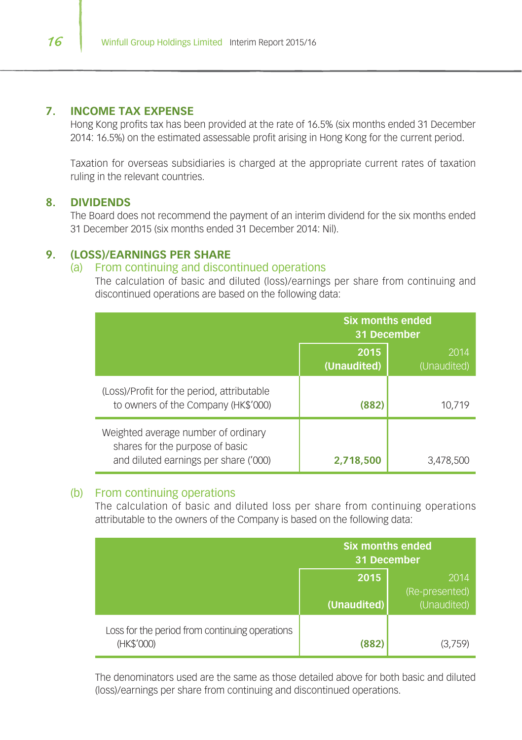## 7. INCOME TAX EXPENSE

Hong Kong profits tax has been provided at the rate of 16.5% (six months ended 31 December 2014: 16.5%) on the estimated assessable profit arising in Hong Kong for the current period.

Taxation for overseas subsidiaries is charged at the appropriate current rates of taxation ruling in the relevant countries.

## 8. DIVIDENDS

The Board does not recommend the payment of an interim dividend for the six months ended 31 December 2015 (six months ended 31 December 2014: Nil).

## 9. (LOSS)/EARNINGS PER SHARE

### (a) From continuing and discontinued operations

The calculation of basic and diluted (loss)/earnings per share from continuing and discontinued operations are based on the following data:

| | Six months ended 31 December | |
|---|---|---|
| | **2015 (Unaudited)** | 2014 (Unaudited) |
| (Loss)/Profit for the period, attributable to owners of the Company (HK$'000) | **(882)** | 10,719 |
| Weighted average number of ordinary shares for the purpose of basic and diluted earnings per share ('000) | **2,718,500** | 3,478,500 |

### (b) From continuing operations

The calculation of basic and diluted loss per share from continuing operations attributable to the owners of the Company is based on the following data:

| | Six months ended 31 December | |
|---|---|---|
| | **2015 (Unaudited)** | 2014 (Re-presented) (Unaudited) |
| Loss for the period from continuing operations (HK$'000) | **(882)** | (3,759) |

The denominators used are the same as those detailed above for both basic and diluted (loss)/earnings per share from continuing and discontinued operations.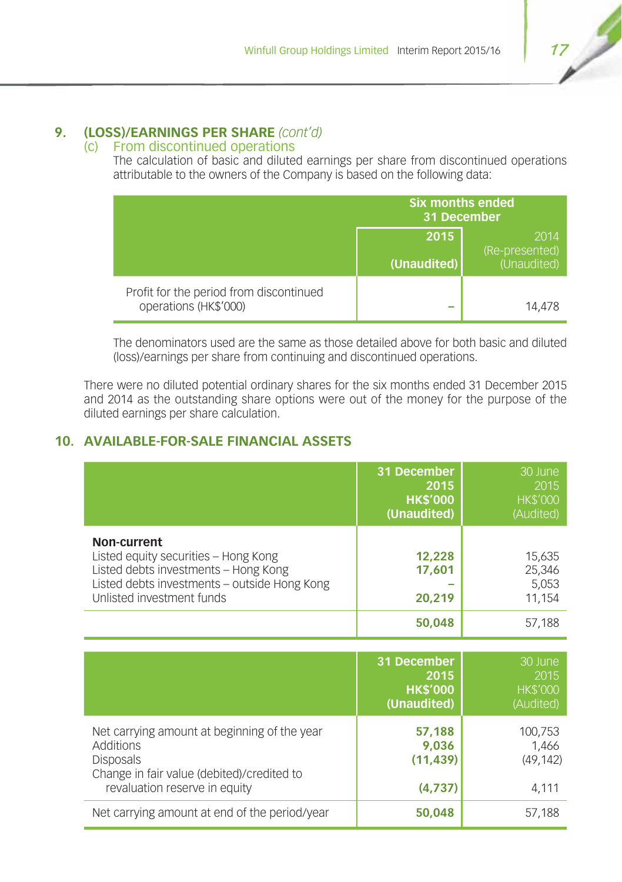## 9. (LOSS)/EARNINGS PER SHARE *(cont'd)*

### (c) From discontinued operations

The calculation of basic and diluted earnings per share from discontinued operations attributable to the owners of the Company is based on the following data:

| | Six months ended 31 December | |
|---|---|---|
| | **2015** **(Unaudited)** | 2014 (Re-presented) (Unaudited) |
| Profit for the period from discontinued operations (HK$'000) | – | 14,478 |

The denominators used are the same as those detailed above for both basic and diluted (loss)/earnings per share from continuing and discontinued operations.

There were no diluted potential ordinary shares for the six months ended 31 December 2015 and 2014 as the outstanding share options were out of the money for the purpose of the diluted earnings per share calculation.

## 10. AVAILABLE-FOR-SALE FINANCIAL ASSETS

| | **31 December 2015 HK$'000 (Unaudited)** | 30 June 2015 HK$'000 (Audited) |
|---|---|---|
| **Non-current** | | |
| Listed equity securities – Hong Kong | **12,228** | 15,635 |
| Listed debts investments – Hong Kong | **17,601** | 25,346 |
| Listed debts investments – outside Hong Kong | **–** | 5,053 |
| Unlisted investment funds | **20,219** | 11,154 |
| | **50,048** | 57,188 |

| | **31 December 2015 HK$'000 (Unaudited)** | 30 June 2015 HK$'000 (Audited) |
|---|---|---|
| Net carrying amount at beginning of the year | **57,188** | 100,753 |
| Additions | **9,036** | 1,466 |
| Disposals | **(11,439)** | (49,142) |
| Change in fair value (debited)/credited to revaluation reserve in equity | **(4,737)** | 4,111 |
| Net carrying amount at end of the period/year | **50,048** | 57,188 |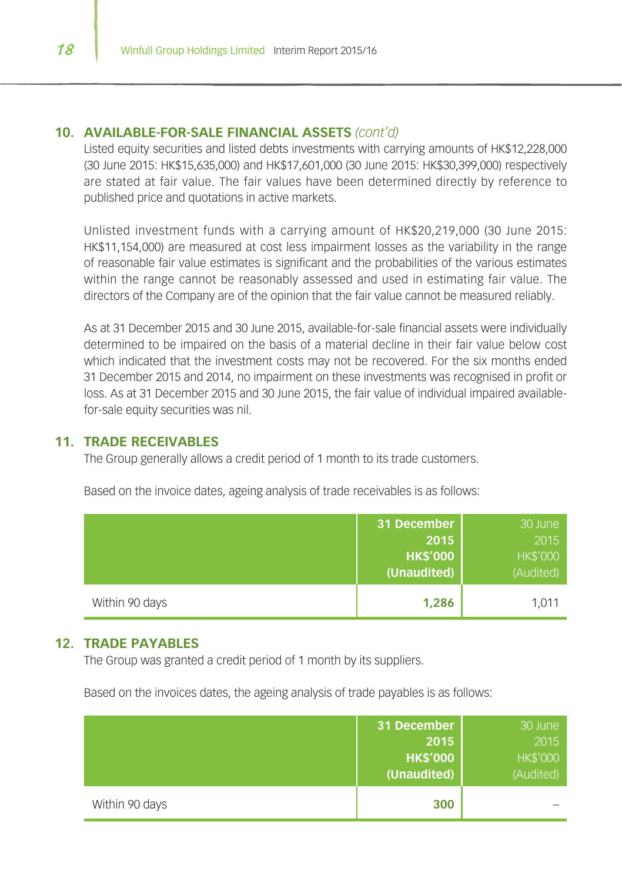## 10. AVAILABLE-FOR-SALE FINANCIAL ASSETS *(cont'd)*

Listed equity securities and listed debts investments with carrying amounts of HK$12,228,000 (30 June 2015: HK$15,635,000) and HK$17,601,000 (30 June 2015: HK$30,399,000) respectively are stated at fair value. The fair values have been determined directly by reference to published price and quotations in active markets.

Unlisted investment funds with a carrying amount of HK$20,219,000 (30 June 2015: HK$11,154,000) are measured at cost less impairment losses as the variability in the range of reasonable fair value estimates is significant and the probabilities of the various estimates within the range cannot be reasonably assessed and used in estimating fair value. The directors of the Company are of the opinion that the fair value cannot be measured reliably.

As at 31 December 2015 and 30 June 2015, available-for-sale financial assets were individually determined to be impaired on the basis of a material decline in their fair value below cost which indicated that the investment costs may not be recovered. For the six months ended 31 December 2015 and 2014, no impairment on these investments was recognised in profit or loss. As at 31 December 2015 and 30 June 2015, the fair value of individual impaired available-for-sale equity securities was nil.

## 11. TRADE RECEIVABLES

The Group generally allows a credit period of 1 month to its trade customers.

Based on the invoice dates, ageing analysis of trade receivables is as follows:

| | **31 December 2015 HK$'000 (Unaudited)** | 30 June 2015 HK$'000 (Audited) |
|---|---|---|
| Within 90 days | **1,286** | 1,011 |

## 12. TRADE PAYABLES

The Group was granted a credit period of 1 month by its suppliers.

Based on the invoices dates, the ageing analysis of trade payables is as follows:

| | **31 December 2015 HK$'000 (Unaudited)** | 30 June 2015 HK$'000 (Audited) |
|---|---|---|
| Within 90 days | **300** | – |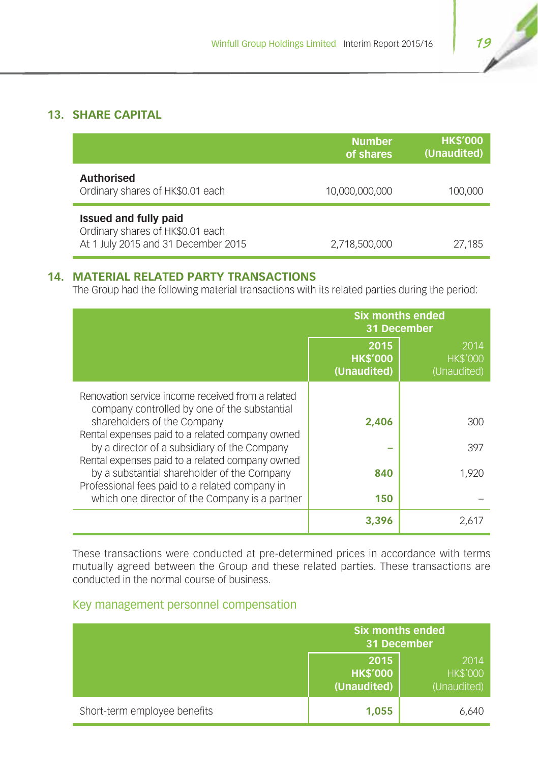## 13. SHARE CAPITAL

| | Number of shares | HK$'000 (Unaudited) |
|---|---|---|
| **Authorised** | | |
| Ordinary shares of HK$0.01 each | 10,000,000,000 | 100,000 |
| **Issued and fully paid** | | |
| Ordinary shares of HK$0.01 each | | |
| At 1 July 2015 and 31 December 2015 | 2,718,500,000 | 27,185 |

## 14. MATERIAL RELATED PARTY TRANSACTIONS

The Group had the following material transactions with its related parties during the period:

| | Six months ended 31 December | |
|---|---|---|
| | **2015 HK$'000 (Unaudited)** | 2014 HK$'000 (Unaudited) |
| Renovation service income received from a related company controlled by one of the substantial shareholders of the Company | **2,406** | 300 |
| Rental expenses paid to a related company owned by a director of a subsidiary of the Company | **–** | 397 |
| Rental expenses paid to a related company owned by a substantial shareholder of the Company | **840** | 1,920 |
| Professional fees paid to a related company in which one director of the Company is a partner | **150** | – |
| | **3,396** | 2,617 |

These transactions were conducted at pre-determined prices in accordance with terms mutually agreed between the Group and these related parties. These transactions are conducted in the normal course of business.

### Key management personnel compensation

| | Six months ended 31 December | |
|---|---|---|
| | **2015 HK$'000 (Unaudited)** | 2014 HK$'000 (Unaudited) |
| Short-term employee benefits | **1,055** | 6,640 |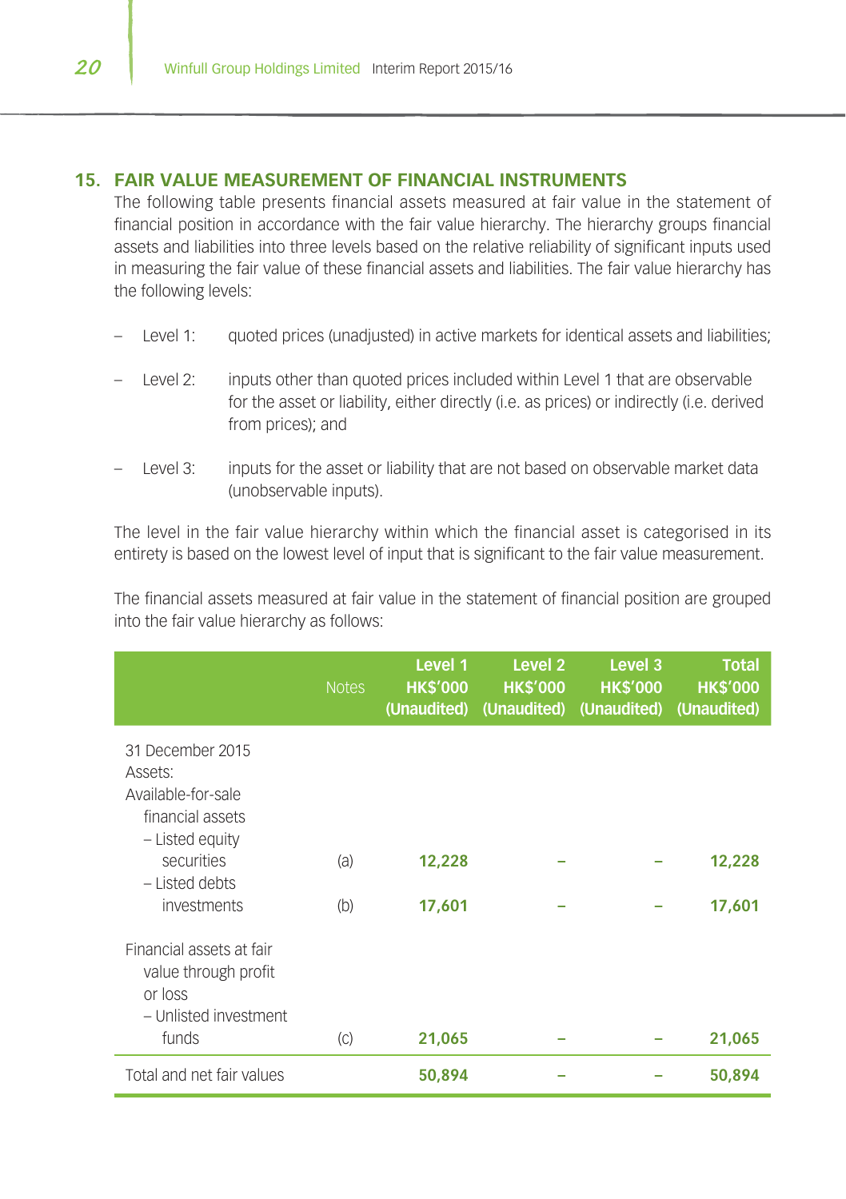## 15. FAIR VALUE MEASUREMENT OF FINANCIAL INSTRUMENTS

The following table presents financial assets measured at fair value in the statement of financial position in accordance with the fair value hierarchy. The hierarchy groups financial assets and liabilities into three levels based on the relative reliability of significant inputs used in measuring the fair value of these financial assets and liabilities. The fair value hierarchy has the following levels:

- Level 1: quoted prices (unadjusted) in active markets for identical assets and liabilities;
- Level 2: inputs other than quoted prices included within Level 1 that are observable for the asset or liability, either directly (i.e. as prices) or indirectly (i.e. derived from prices); and
- Level 3: inputs for the asset or liability that are not based on observable market data (unobservable inputs).

The level in the fair value hierarchy within which the financial asset is categorised in its entirety is based on the lowest level of input that is significant to the fair value measurement.

The financial assets measured at fair value in the statement of financial position are grouped into the fair value hierarchy as follows:

| | Notes | Level 1 HK$'000 (Unaudited) | Level 2 HK$'000 (Unaudited) | Level 3 HK$'000 (Unaudited) | Total HK$'000 (Unaudited) |
|---|---|---|---|---|---|
| 31 December 2015 | | | | | |
| Assets: | | | | | |
| Available-for-sale financial assets | | | | | |
| – Listed equity securities | (a) | **12,228** | – | – | **12,228** |
| – Listed debts investments | (b) | **17,601** | – | – | **17,601** |
| Financial assets at fair value through profit or loss | | | | | |
| – Unlisted investment funds | (c) | **21,065** | – | – | **21,065** |
| Total and net fair values | | **50,894** | – | – | **50,894** |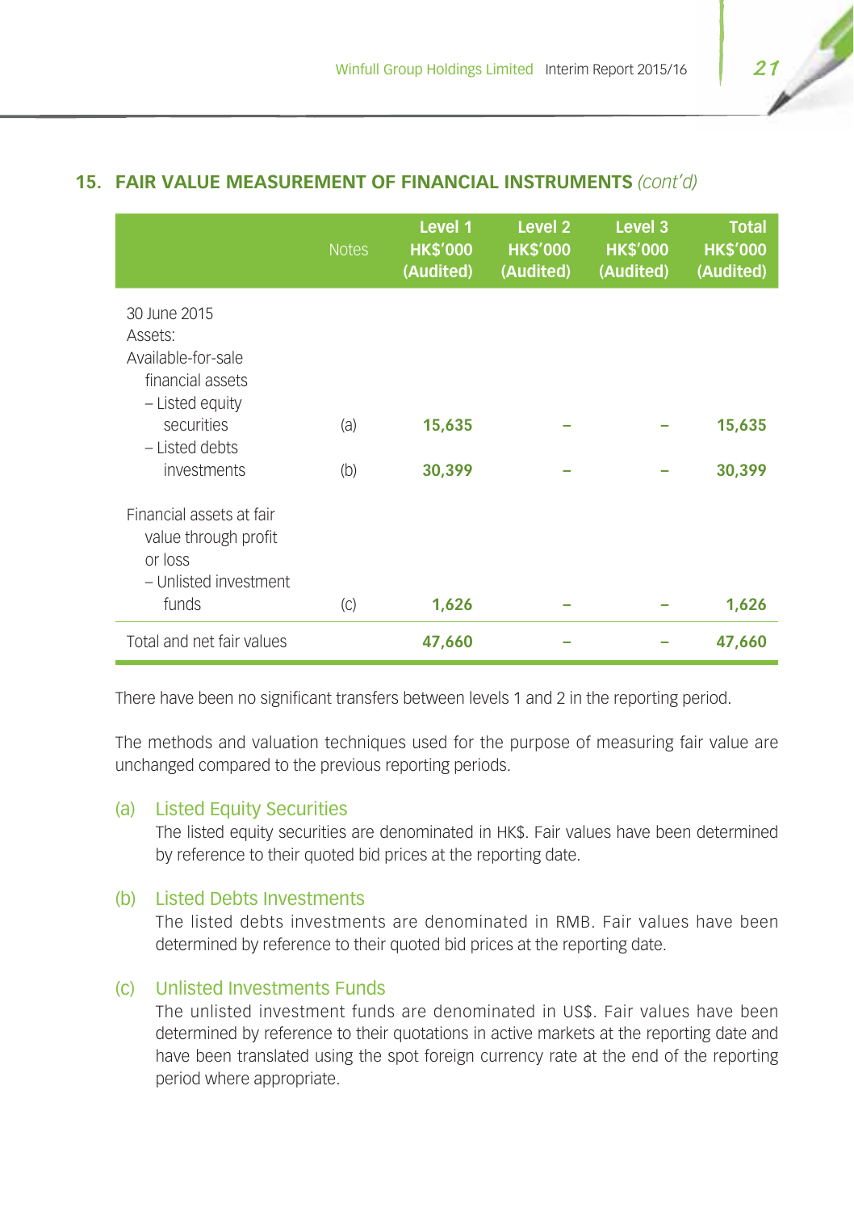## 15. FAIR VALUE MEASUREMENT OF FINANCIAL INSTRUMENTS *(cont'd)*

| | Notes | Level 1 HK$'000 (Audited) | Level 2 HK$'000 (Audited) | Level 3 HK$'000 (Audited) | Total HK$'000 (Audited) |
|---|---|---|---|---|---|
| 30 June 2015 | | | | | |
| Assets: | | | | | |
| Available-for-sale financial assets | | | | | |
| – Listed equity securities | (a) | **15,635** | – | – | **15,635** |
| – Listed debts investments | (b) | **30,399** | – | – | **30,399** |
| Financial assets at fair value through profit or loss | | | | | |
| – Unlisted investment funds | (c) | **1,626** | – | – | **1,626** |
| Total and net fair values | | **47,660** | – | – | **47,660** |

There have been no significant transfers between levels 1 and 2 in the reporting period.

The methods and valuation techniques used for the purpose of measuring fair value are unchanged compared to the previous reporting periods.

(a) Listed Equity Securities

The listed equity securities are denominated in HK$. Fair values have been determined by reference to their quoted bid prices at the reporting date.

(b) Listed Debts Investments

The listed debts investments are denominated in RMB. Fair values have been determined by reference to their quoted bid prices at the reporting date.

(c) Unlisted Investments Funds

The unlisted investment funds are denominated in US$. Fair values have been determined by reference to their quotations in active markets at the reporting date and have been translated using the spot foreign currency rate at the end of the reporting period where appropriate.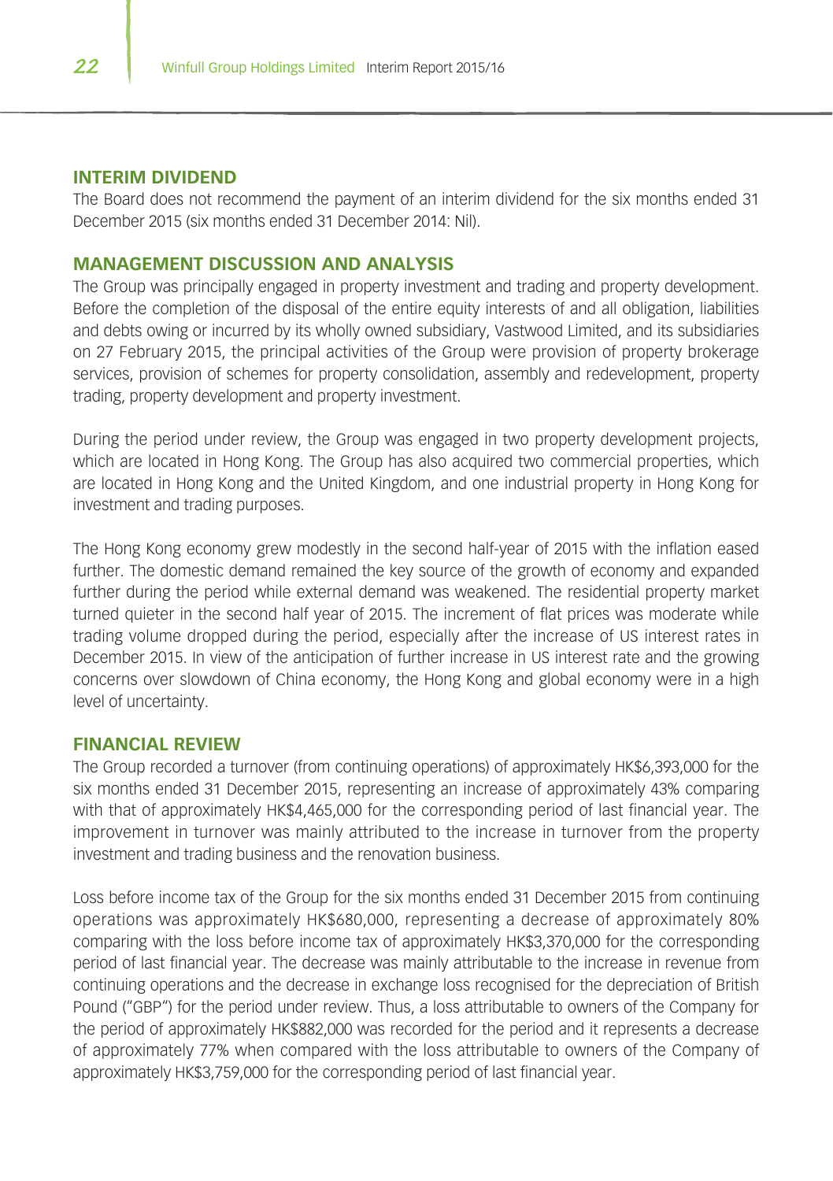## INTERIM DIVIDEND

The Board does not recommend the payment of an interim dividend for the six months ended 31 December 2015 (six months ended 31 December 2014: Nil).

## MANAGEMENT DISCUSSION AND ANALYSIS

The Group was principally engaged in property investment and trading and property development. Before the completion of the disposal of the entire equity interests of and all obligation, liabilities and debts owing or incurred by its wholly owned subsidiary, Vastwood Limited, and its subsidiaries on 27 February 2015, the principal activities of the Group were provision of property brokerage services, provision of schemes for property consolidation, assembly and redevelopment, property trading, property development and property investment.

During the period under review, the Group was engaged in two property development projects, which are located in Hong Kong. The Group has also acquired two commercial properties, which are located in Hong Kong and the United Kingdom, and one industrial property in Hong Kong for investment and trading purposes.

The Hong Kong economy grew modestly in the second half-year of 2015 with the inflation eased further. The domestic demand remained the key source of the growth of economy and expanded further during the period while external demand was weakened. The residential property market turned quieter in the second half year of 2015. The increment of flat prices was moderate while trading volume dropped during the period, especially after the increase of US interest rates in December 2015. In view of the anticipation of further increase in US interest rate and the growing concerns over slowdown of China economy, the Hong Kong and global economy were in a high level of uncertainty.

## FINANCIAL REVIEW

The Group recorded a turnover (from continuing operations) of approximately HK$6,393,000 for the six months ended 31 December 2015, representing an increase of approximately 43% comparing with that of approximately HK$4,465,000 for the corresponding period of last financial year. The improvement in turnover was mainly attributed to the increase in turnover from the property investment and trading business and the renovation business.

Loss before income tax of the Group for the six months ended 31 December 2015 from continuing operations was approximately HK$680,000, representing a decrease of approximately 80% comparing with the loss before income tax of approximately HK$3,370,000 for the corresponding period of last financial year. The decrease was mainly attributable to the increase in revenue from continuing operations and the decrease in exchange loss recognised for the depreciation of British Pound ("GBP") for the period under review. Thus, a loss attributable to owners of the Company for the period of approximately HK$882,000 was recorded for the period and it represents a decrease of approximately 77% when compared with the loss attributable to owners of the Company of approximately HK$3,759,000 for the corresponding period of last financial year.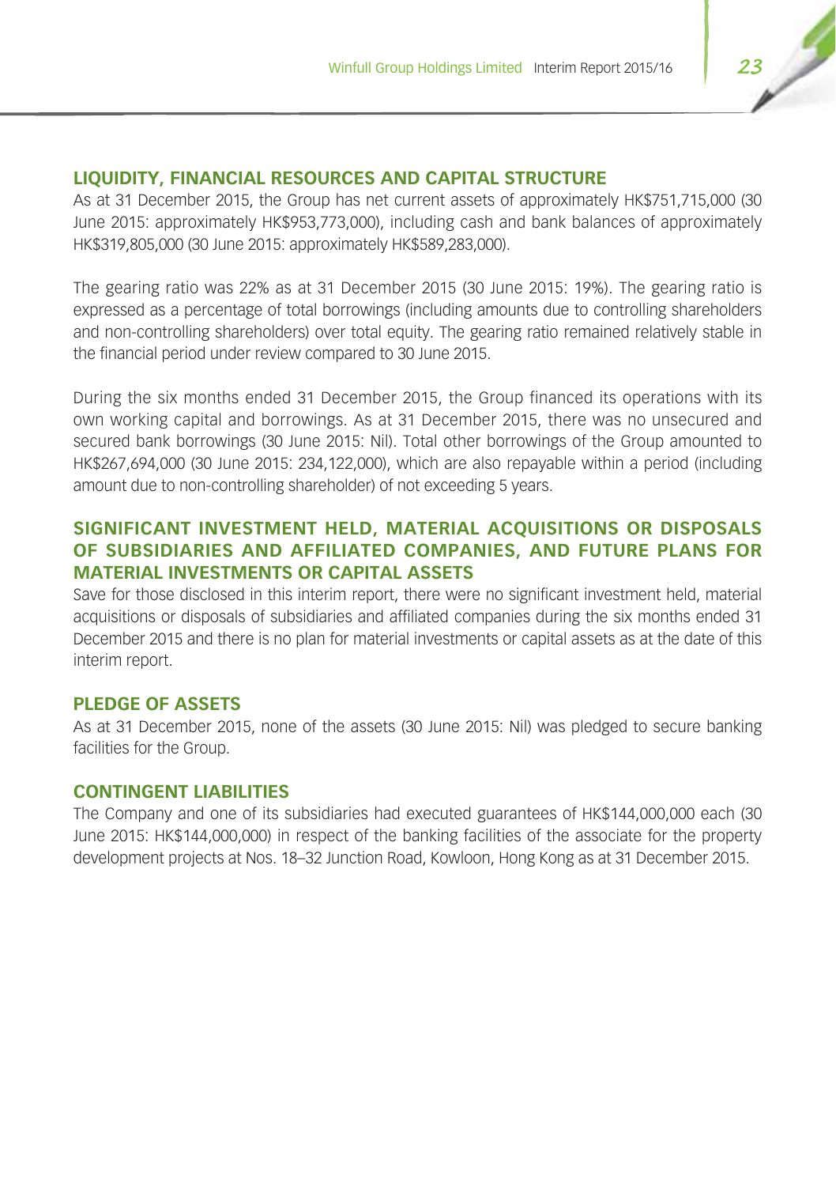## LIQUIDITY, FINANCIAL RESOURCES AND CAPITAL STRUCTURE

As at 31 December 2015, the Group has net current assets of approximately HK$751,715,000 (30 June 2015: approximately HK$953,773,000), including cash and bank balances of approximately HK$319,805,000 (30 June 2015: approximately HK$589,283,000).

The gearing ratio was 22% as at 31 December 2015 (30 June 2015: 19%). The gearing ratio is expressed as a percentage of total borrowings (including amounts due to controlling shareholders and non-controlling shareholders) over total equity. The gearing ratio remained relatively stable in the financial period under review compared to 30 June 2015.

During the six months ended 31 December 2015, the Group financed its operations with its own working capital and borrowings. As at 31 December 2015, there was no unsecured and secured bank borrowings (30 June 2015: Nil). Total other borrowings of the Group amounted to HK$267,694,000 (30 June 2015: 234,122,000), which are also repayable within a period (including amount due to non-controlling shareholder) of not exceeding 5 years.

## SIGNIFICANT INVESTMENT HELD, MATERIAL ACQUISITIONS OR DISPOSALS OF SUBSIDIARIES AND AFFILIATED COMPANIES, AND FUTURE PLANS FOR MATERIAL INVESTMENTS OR CAPITAL ASSETS

Save for those disclosed in this interim report, there were no significant investment held, material acquisitions or disposals of subsidiaries and affiliated companies during the six months ended 31 December 2015 and there is no plan for material investments or capital assets as at the date of this interim report.

## PLEDGE OF ASSETS

As at 31 December 2015, none of the assets (30 June 2015: Nil) was pledged to secure banking facilities for the Group.

## CONTINGENT LIABILITIES

The Company and one of its subsidiaries had executed guarantees of HK$144,000,000 each (30 June 2015: HK$144,000,000) in respect of the banking facilities of the associate for the property development projects at Nos. 18–32 Junction Road, Kowloon, Hong Kong as at 31 December 2015.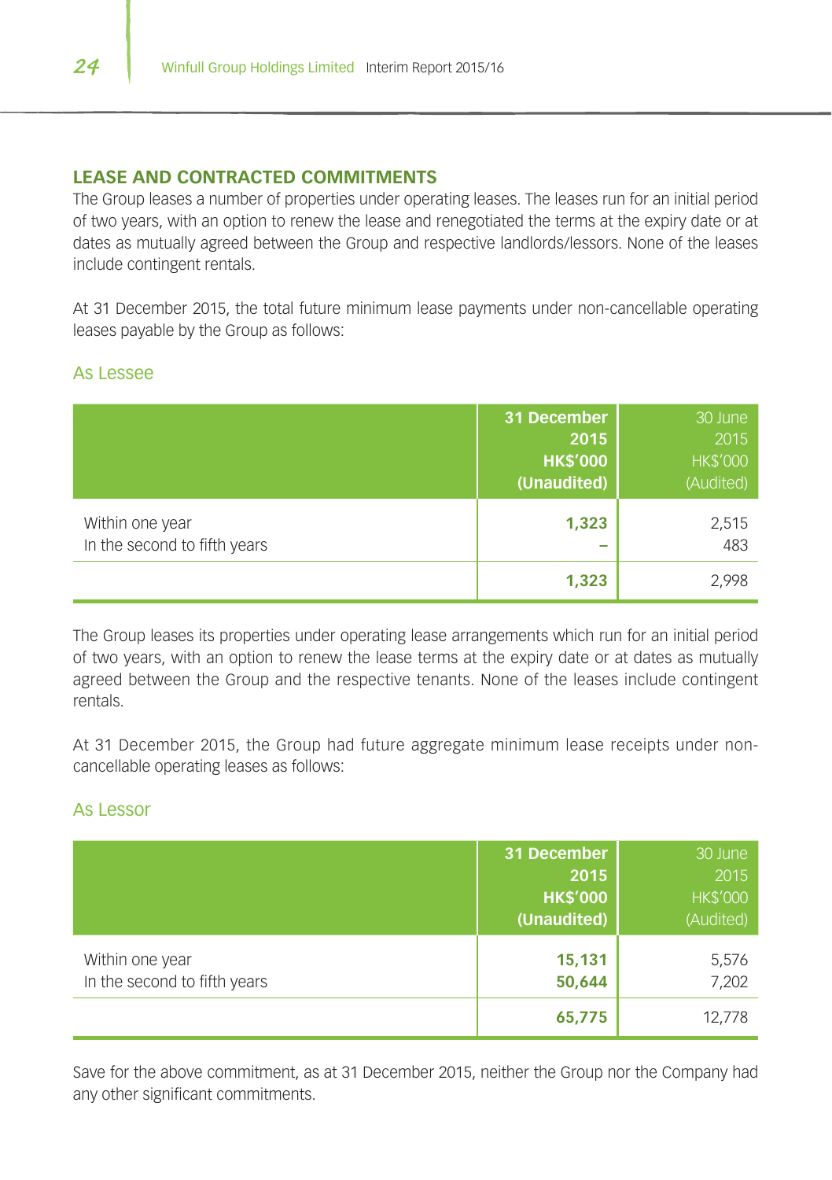## LEASE AND CONTRACTED COMMITMENTS

The Group leases a number of properties under operating leases. The leases run for an initial period of two years, with an option to renew the lease and renegotiated the terms at the expiry date or at dates as mutually agreed between the Group and respective landlords/lessors. None of the leases include contingent rentals.

At 31 December 2015, the total future minimum lease payments under non-cancellable operating leases payable by the Group as follows:

### As Lessee

| | **31 December 2015 HK$'000 (Unaudited)** | 30 June 2015 HK$'000 (Audited) |
|---|---|---|
| Within one year | **1,323** | 2,515 |
| In the second to fifth years | **–** | 483 |
| | **1,323** | 2,998 |

The Group leases its properties under operating lease arrangements which run for an initial period of two years, with an option to renew the lease terms at the expiry date or at dates as mutually agreed between the Group and the respective tenants. None of the leases include contingent rentals.

At 31 December 2015, the Group had future aggregate minimum lease receipts under non-cancellable operating leases as follows:

### As Lessor

| | **31 December 2015 HK$'000 (Unaudited)** | 30 June 2015 HK$'000 (Audited) |
|---|---|---|
| Within one year | **15,131** | 5,576 |
| In the second to fifth years | **50,644** | 7,202 |
| | **65,775** | 12,778 |

Save for the above commitment, as at 31 December 2015, neither the Group nor the Company had any other significant commitments.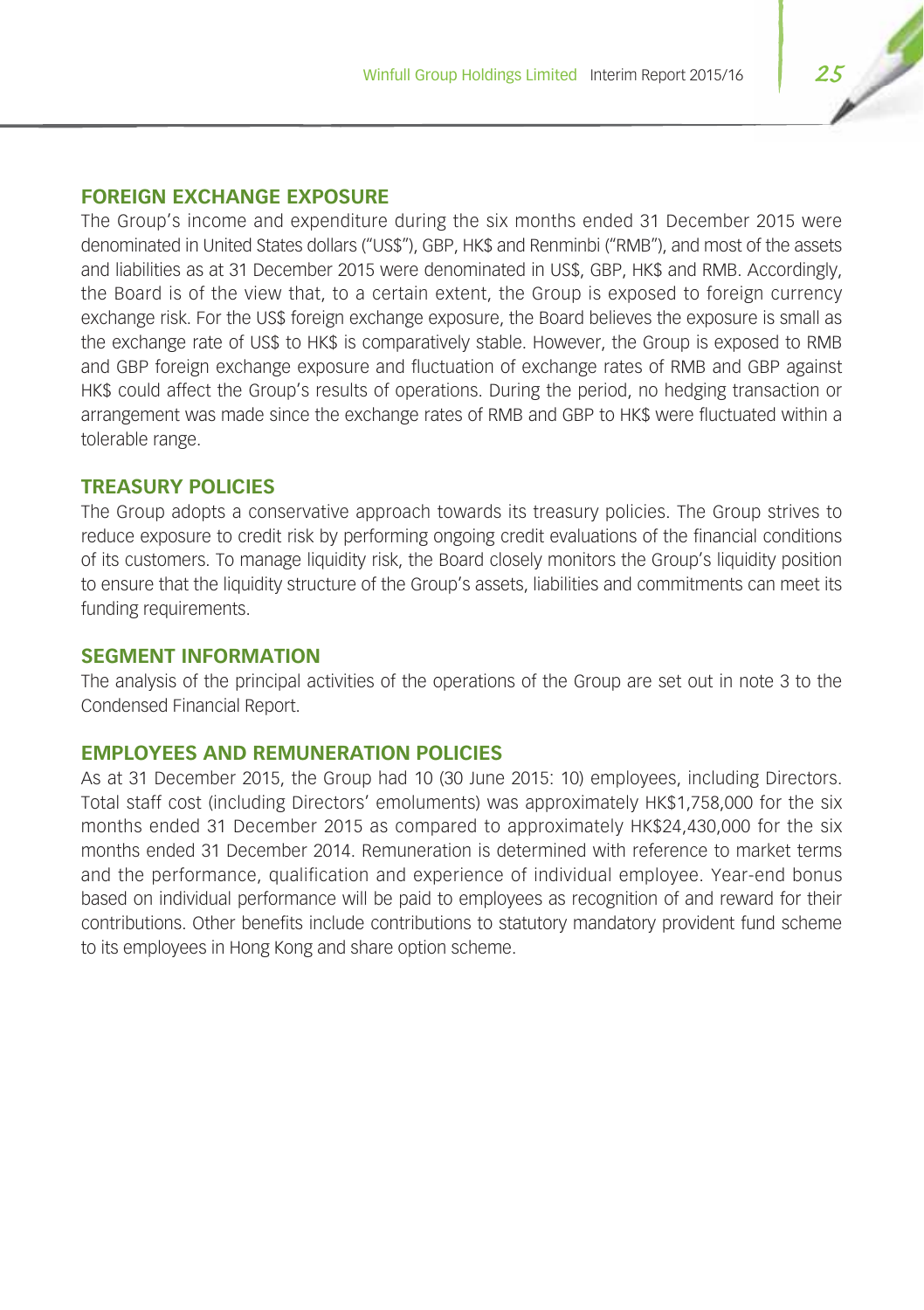## FOREIGN EXCHANGE EXPOSURE

The Group's income and expenditure during the six months ended 31 December 2015 were denominated in United States dollars ("US$"), GBP, HK$ and Renminbi ("RMB"), and most of the assets and liabilities as at 31 December 2015 were denominated in US$, GBP, HK$ and RMB. Accordingly, the Board is of the view that, to a certain extent, the Group is exposed to foreign currency exchange risk. For the US$ foreign exchange exposure, the Board believes the exposure is small as the exchange rate of US$ to HK$ is comparatively stable. However, the Group is exposed to RMB and GBP foreign exchange exposure and fluctuation of exchange rates of RMB and GBP against HK$ could affect the Group's results of operations. During the period, no hedging transaction or arrangement was made since the exchange rates of RMB and GBP to HK$ were fluctuated within a tolerable range.

## TREASURY POLICIES

The Group adopts a conservative approach towards its treasury policies. The Group strives to reduce exposure to credit risk by performing ongoing credit evaluations of the financial conditions of its customers. To manage liquidity risk, the Board closely monitors the Group's liquidity position to ensure that the liquidity structure of the Group's assets, liabilities and commitments can meet its funding requirements.

## SEGMENT INFORMATION

The analysis of the principal activities of the operations of the Group are set out in note 3 to the Condensed Financial Report.

## EMPLOYEES AND REMUNERATION POLICIES

As at 31 December 2015, the Group had 10 (30 June 2015: 10) employees, including Directors. Total staff cost (including Directors' emoluments) was approximately HK$1,758,000 for the six months ended 31 December 2015 as compared to approximately HK$24,430,000 for the six months ended 31 December 2014. Remuneration is determined with reference to market terms and the performance, qualification and experience of individual employee. Year-end bonus based on individual performance will be paid to employees as recognition of and reward for their contributions. Other benefits include contributions to statutory mandatory provident fund scheme to its employees in Hong Kong and share option scheme.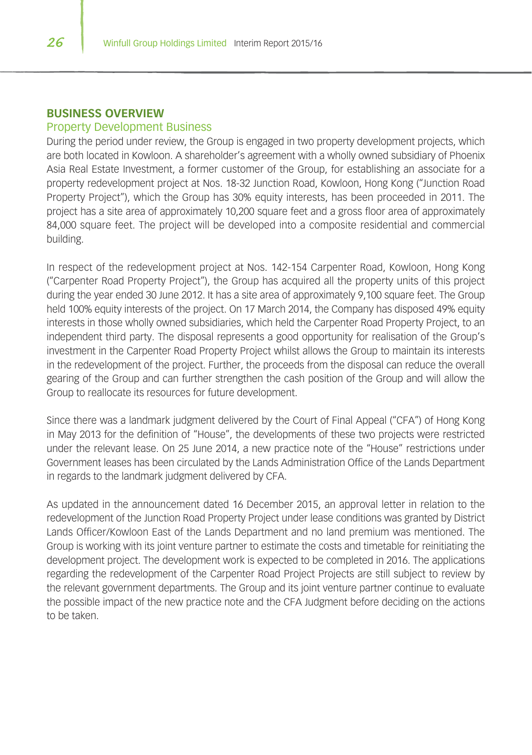## BUSINESS OVERVIEW

### Property Development Business

During the period under review, the Group is engaged in two property development projects, which are both located in Kowloon. A shareholder's agreement with a wholly owned subsidiary of Phoenix Asia Real Estate Investment, a former customer of the Group, for establishing an associate for a property redevelopment project at Nos. 18-32 Junction Road, Kowloon, Hong Kong ("Junction Road Property Project"), which the Group has 30% equity interests, has been proceeded in 2011. The project has a site area of approximately 10,200 square feet and a gross floor area of approximately 84,000 square feet. The project will be developed into a composite residential and commercial building.

In respect of the redevelopment project at Nos. 142-154 Carpenter Road, Kowloon, Hong Kong ("Carpenter Road Property Project"), the Group has acquired all the property units of this project during the year ended 30 June 2012. It has a site area of approximately 9,100 square feet. The Group held 100% equity interests of the project. On 17 March 2014, the Company has disposed 49% equity interests in those wholly owned subsidiaries, which held the Carpenter Road Property Project, to an independent third party. The disposal represents a good opportunity for realisation of the Group's investment in the Carpenter Road Property Project whilst allows the Group to maintain its interests in the redevelopment of the project. Further, the proceeds from the disposal can reduce the overall gearing of the Group and can further strengthen the cash position of the Group and will allow the Group to reallocate its resources for future development.

Since there was a landmark judgment delivered by the Court of Final Appeal ("CFA") of Hong Kong in May 2013 for the definition of "House", the developments of these two projects were restricted under the relevant lease. On 25 June 2014, a new practice note of the "House" restrictions under Government leases has been circulated by the Lands Administration Office of the Lands Department in regards to the landmark judgment delivered by CFA.

As updated in the announcement dated 16 December 2015, an approval letter in relation to the redevelopment of the Junction Road Property Project under lease conditions was granted by District Lands Officer/Kowloon East of the Lands Department and no land premium was mentioned. The Group is working with its joint venture partner to estimate the costs and timetable for reinitiating the development project. The development work is expected to be completed in 2016. The applications regarding the redevelopment of the Carpenter Road Project Projects are still subject to review by the relevant government departments. The Group and its joint venture partner continue to evaluate the possible impact of the new practice note and the CFA Judgment before deciding on the actions to be taken.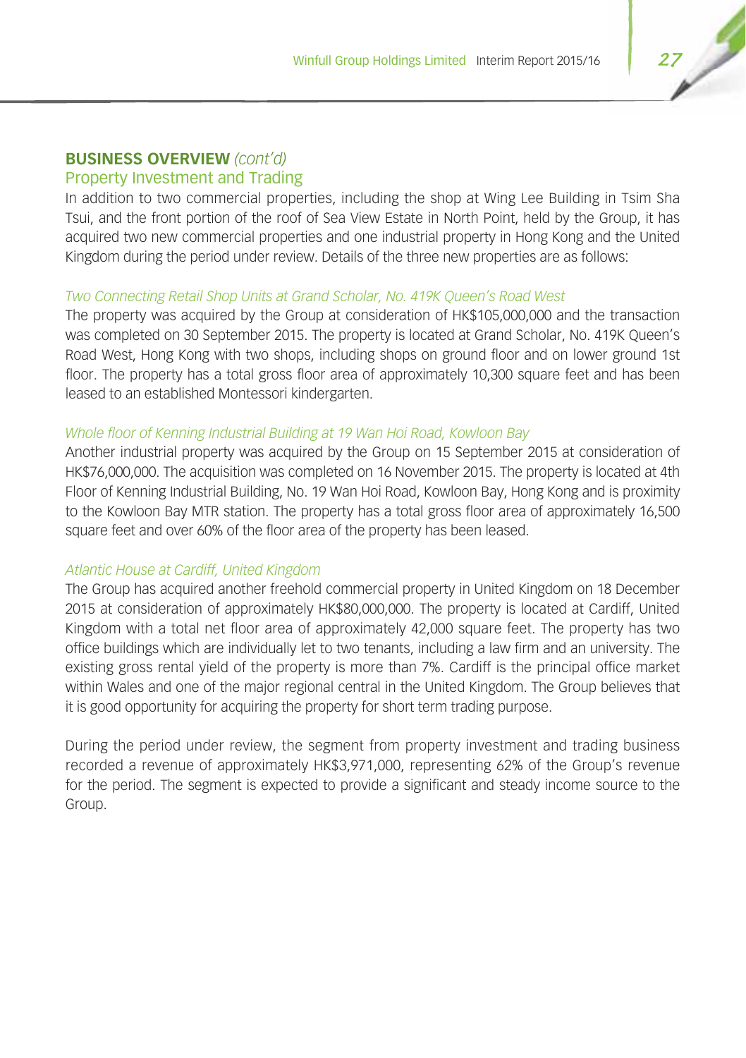## BUSINESS OVERVIEW *(cont'd)*

### Property Investment and Trading

In addition to two commercial properties, including the shop at Wing Lee Building in Tsim Sha Tsui, and the front portion of the roof of Sea View Estate in North Point, held by the Group, it has acquired two new commercial properties and one industrial property in Hong Kong and the United Kingdom during the period under review. Details of the three new properties are as follows:

*Two Connecting Retail Shop Units at Grand Scholar, No. 419K Queen's Road West*

The property was acquired by the Group at consideration of HK$105,000,000 and the transaction was completed on 30 September 2015. The property is located at Grand Scholar, No. 419K Queen's Road West, Hong Kong with two shops, including shops on ground floor and on lower ground 1st floor. The property has a total gross floor area of approximately 10,300 square feet and has been leased to an established Montessori kindergarten.

*Whole floor of Kenning Industrial Building at 19 Wan Hoi Road, Kowloon Bay*

Another industrial property was acquired by the Group on 15 September 2015 at consideration of HK$76,000,000. The acquisition was completed on 16 November 2015. The property is located at 4th Floor of Kenning Industrial Building, No. 19 Wan Hoi Road, Kowloon Bay, Hong Kong and is proximity to the Kowloon Bay MTR station. The property has a total gross floor area of approximately 16,500 square feet and over 60% of the floor area of the property has been leased.

*Atlantic House at Cardiff, United Kingdom*

The Group has acquired another freehold commercial property in United Kingdom on 18 December 2015 at consideration of approximately HK$80,000,000. The property is located at Cardiff, United Kingdom with a total net floor area of approximately 42,000 square feet. The property has two office buildings which are individually let to two tenants, including a law firm and an university. The existing gross rental yield of the property is more than 7%. Cardiff is the principal office market within Wales and one of the major regional central in the United Kingdom. The Group believes that it is good opportunity for acquiring the property for short term trading purpose.

During the period under review, the segment from property investment and trading business recorded a revenue of approximately HK$3,971,000, representing 62% of the Group's revenue for the period. The segment is expected to provide a significant and steady income source to the Group.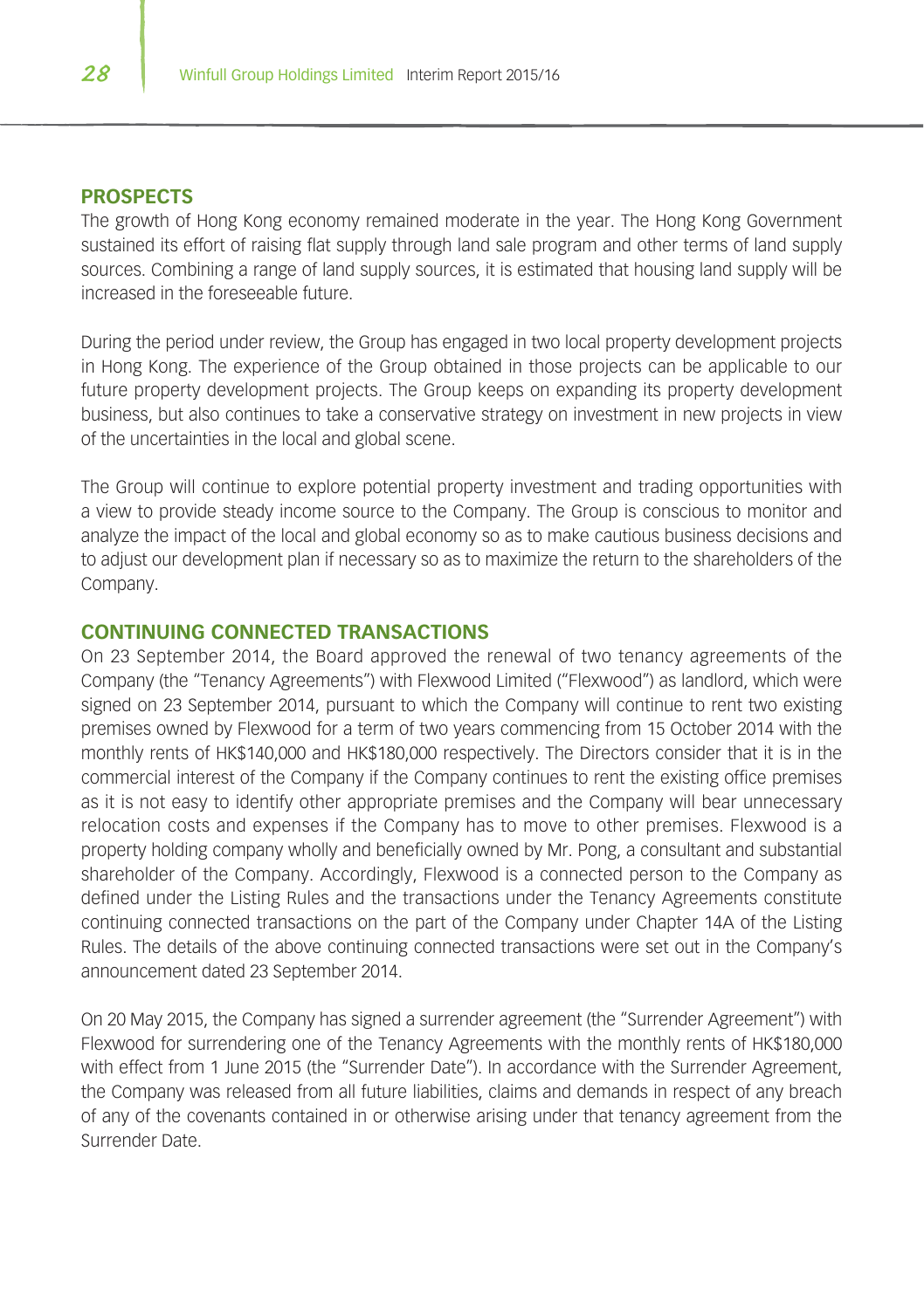## PROSPECTS

The growth of Hong Kong economy remained moderate in the year. The Hong Kong Government sustained its effort of raising flat supply through land sale program and other terms of land supply sources. Combining a range of land supply sources, it is estimated that housing land supply will be increased in the foreseeable future.

During the period under review, the Group has engaged in two local property development projects in Hong Kong. The experience of the Group obtained in those projects can be applicable to our future property development projects. The Group keeps on expanding its property development business, but also continues to take a conservative strategy on investment in new projects in view of the uncertainties in the local and global scene.

The Group will continue to explore potential property investment and trading opportunities with a view to provide steady income source to the Company. The Group is conscious to monitor and analyze the impact of the local and global economy so as to make cautious business decisions and to adjust our development plan if necessary so as to maximize the return to the shareholders of the Company.

## CONTINUING CONNECTED TRANSACTIONS

On 23 September 2014, the Board approved the renewal of two tenancy agreements of the Company (the "Tenancy Agreements") with Flexwood Limited ("Flexwood") as landlord, which were signed on 23 September 2014, pursuant to which the Company will continue to rent two existing premises owned by Flexwood for a term of two years commencing from 15 October 2014 with the monthly rents of HK$140,000 and HK$180,000 respectively. The Directors consider that it is in the commercial interest of the Company if the Company continues to rent the existing office premises as it is not easy to identify other appropriate premises and the Company will bear unnecessary relocation costs and expenses if the Company has to move to other premises. Flexwood is a property holding company wholly and beneficially owned by Mr. Pong, a consultant and substantial shareholder of the Company. Accordingly, Flexwood is a connected person to the Company as defined under the Listing Rules and the transactions under the Tenancy Agreements constitute continuing connected transactions on the part of the Company under Chapter 14A of the Listing Rules. The details of the above continuing connected transactions were set out in the Company's announcement dated 23 September 2014.

On 20 May 2015, the Company has signed a surrender agreement (the "Surrender Agreement") with Flexwood for surrendering one of the Tenancy Agreements with the monthly rents of HK$180,000 with effect from 1 June 2015 (the "Surrender Date"). In accordance with the Surrender Agreement, the Company was released from all future liabilities, claims and demands in respect of any breach of any of the covenants contained in or otherwise arising under that tenancy agreement from the Surrender Date.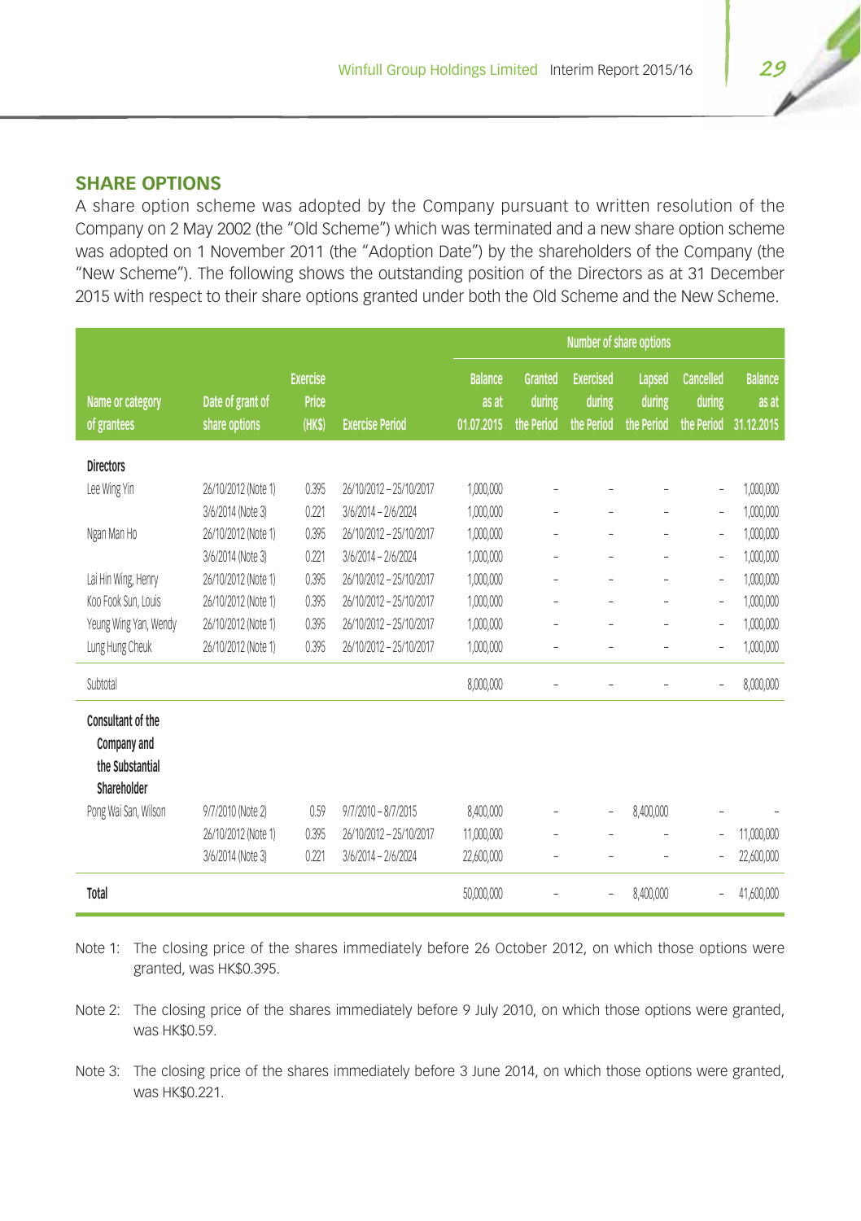## SHARE OPTIONS

A share option scheme was adopted by the Company pursuant to written resolution of the Company on 2 May 2002 (the "Old Scheme") which was terminated and a new share option scheme was adopted on 1 November 2011 (the "Adoption Date") by the shareholders of the Company (the "New Scheme"). The following shows the outstanding position of the Directors as at 31 December 2015 with respect to their share options granted under both the Old Scheme and the New Scheme.

| Name or category of grantees | Date of grant of share options | Exercise Price (HK$) | Exercise Period | Number of share options | | | | | |
|---|---|---|---|---|---|---|---|---|---|
| | | | | Balance as at 01.07.2015 | Granted during the Period | Exercised during the Period | Lapsed during the Period | Cancelled during the Period | Balance as at 31.12.2015 |
| **Directors** | | | | | | | | | |
| Lee Wing Yin | 26/10/2012 (Note 1) | 0.395 | 26/10/2012 – 25/10/2017 | 1,000,000 | – | – | – | – | 1,000,000 |
| | 3/6/2014 (Note 3) | 0.221 | 3/6/2014 – 2/6/2024 | 1,000,000 | – | – | – | – | 1,000,000 |
| Ngan Man Ho | 26/10/2012 (Note 1) | 0.395 | 26/10/2012 – 25/10/2017 | 1,000,000 | – | – | – | – | 1,000,000 |
| | 3/6/2014 (Note 3) | 0.221 | 3/6/2014 – 2/6/2024 | 1,000,000 | – | – | – | – | 1,000,000 |
| Lai Hin Wing, Henry | 26/10/2012 (Note 1) | 0.395 | 26/10/2012 – 25/10/2017 | 1,000,000 | – | – | – | – | 1,000,000 |
| Koo Fook Sun, Louis | 26/10/2012 (Note 1) | 0.395 | 26/10/2012 – 25/10/2017 | 1,000,000 | – | – | – | – | 1,000,000 |
| Yeung Wing Yan, Wendy | 26/10/2012 (Note 1) | 0.395 | 26/10/2012 – 25/10/2017 | 1,000,000 | – | – | – | – | 1,000,000 |
| Lung Hung Cheuk | 26/10/2012 (Note 1) | 0.395 | 26/10/2012 – 25/10/2017 | 1,000,000 | – | – | – | – | 1,000,000 |
| Subtotal | | | | 8,000,000 | – | – | – | – | 8,000,000 |
| **Consultant of the Company and the Substantial Shareholder** | | | | | | | | | |
| Pong Wai San, Wilson | 9/7/2010 (Note 2) | 0.59 | 9/7/2010 – 8/7/2015 | 8,400,000 | – | – | 8,400,000 | – | – |
| | 26/10/2012 (Note 1) | 0.395 | 26/10/2012 – 25/10/2017 | 11,000,000 | – | – | – | – | 11,000,000 |
| | 3/6/2014 (Note 3) | 0.221 | 3/6/2014 – 2/6/2024 | 22,600,000 | – | – | – | – | 22,600,000 |
| **Total** | | | | 50,000,000 | – | – | 8,400,000 | – | 41,600,000 |

Note 1: The closing price of the shares immediately before 26 October 2012, on which those options were granted, was HK$0.395.

Note 2: The closing price of the shares immediately before 9 July 2010, on which those options were granted, was HK$0.59.

Note 3: The closing price of the shares immediately before 3 June 2014, on which those options were granted, was HK$0.221.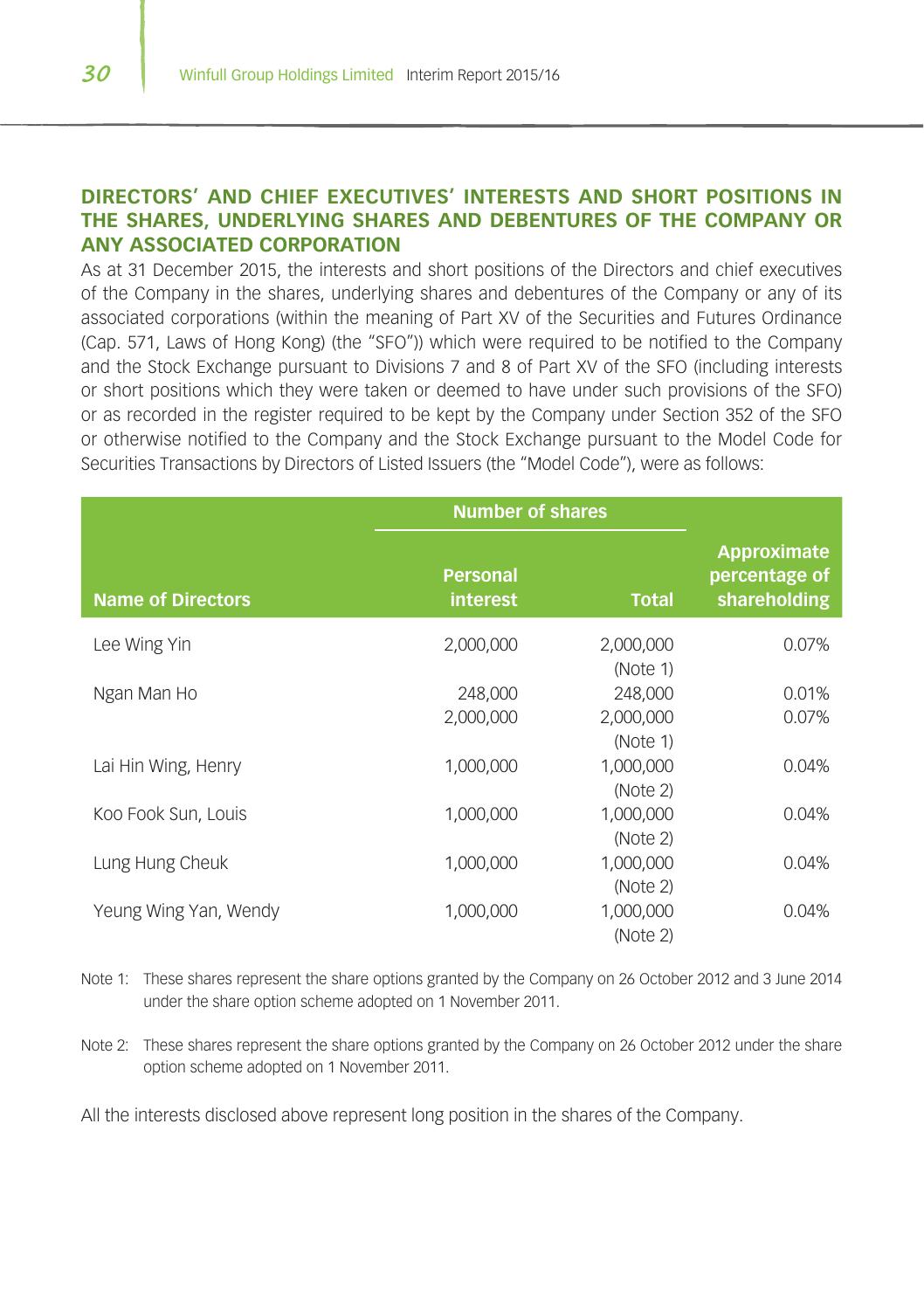## DIRECTORS' AND CHIEF EXECUTIVES' INTERESTS AND SHORT POSITIONS IN THE SHARES, UNDERLYING SHARES AND DEBENTURES OF THE COMPANY OR ANY ASSOCIATED CORPORATION

As at 31 December 2015, the interests and short positions of the Directors and chief executives of the Company in the shares, underlying shares and debentures of the Company or any of its associated corporations (within the meaning of Part XV of the Securities and Futures Ordinance (Cap. 571, Laws of Hong Kong) (the "SFO")) which were required to be notified to the Company and the Stock Exchange pursuant to Divisions 7 and 8 of Part XV of the SFO (including interests or short positions which they were taken or deemed to have under such provisions of the SFO) or as recorded in the register required to be kept by the Company under Section 352 of the SFO or otherwise notified to the Company and the Stock Exchange pursuant to the Model Code for Securities Transactions by Directors of Listed Issuers (the "Model Code"), were as follows:

| | Number of shares | | |
|---|---|---|---|
| **Name of Directors** | **Personal interest** | **Total** | **Approximate percentage of shareholding** |
| Lee Wing Yin | 2,000,000 | 2,000,000 (Note 1) | 0.07% |
| Ngan Man Ho | 248,000 | 248,000 | 0.01% |
| | 2,000,000 | 2,000,000 (Note 1) | 0.07% |
| Lai Hin Wing, Henry | 1,000,000 | 1,000,000 (Note 2) | 0.04% |
| Koo Fook Sun, Louis | 1,000,000 | 1,000,000 (Note 2) | 0.04% |
| Lung Hung Cheuk | 1,000,000 | 1,000,000 (Note 2) | 0.04% |
| Yeung Wing Yan, Wendy | 1,000,000 | 1,000,000 (Note 2) | 0.04% |

Note 1: These shares represent the share options granted by the Company on 26 October 2012 and 3 June 2014 under the share option scheme adopted on 1 November 2011.

Note 2: These shares represent the share options granted by the Company on 26 October 2012 under the share option scheme adopted on 1 November 2011.

All the interests disclosed above represent long position in the shares of the Company.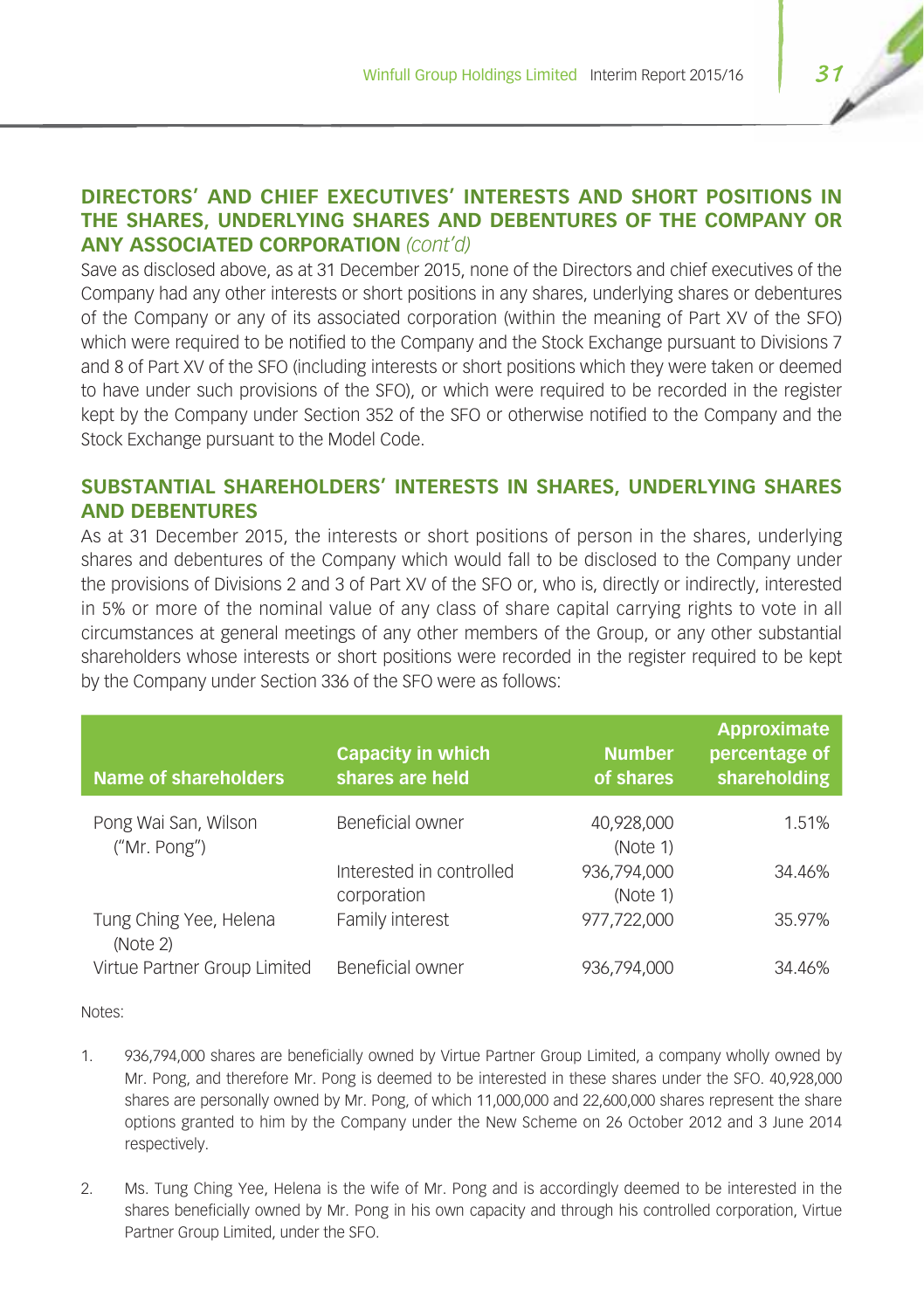## DIRECTORS' AND CHIEF EXECUTIVES' INTERESTS AND SHORT POSITIONS IN THE SHARES, UNDERLYING SHARES AND DEBENTURES OF THE COMPANY OR ANY ASSOCIATED CORPORATION *(cont'd)*

Save as disclosed above, as at 31 December 2015, none of the Directors and chief executives of the Company had any other interests or short positions in any shares, underlying shares or debentures of the Company or any of its associated corporation (within the meaning of Part XV of the SFO) which were required to be notified to the Company and the Stock Exchange pursuant to Divisions 7 and 8 of Part XV of the SFO (including interests or short positions which they were taken or deemed to have under such provisions of the SFO), or which were required to be recorded in the register kept by the Company under Section 352 of the SFO or otherwise notified to the Company and the Stock Exchange pursuant to the Model Code.

## SUBSTANTIAL SHAREHOLDERS' INTERESTS IN SHARES, UNDERLYING SHARES AND DEBENTURES

As at 31 December 2015, the interests or short positions of person in the shares, underlying shares and debentures of the Company which would fall to be disclosed to the Company under the provisions of Divisions 2 and 3 of Part XV of the SFO or, who is, directly or indirectly, interested in 5% or more of the nominal value of any class of share capital carrying rights to vote in all circumstances at general meetings of any other members of the Group, or any other substantial shareholders whose interests or short positions were recorded in the register required to be kept by the Company under Section 336 of the SFO were as follows:

| Name of shareholders | Capacity in which shares are held | Number of shares | Approximate percentage of shareholding |
|---|---|---|---|
| Pong Wai San, Wilson ("Mr. Pong") | Beneficial owner | 40,928,000 (Note 1) | 1.51% |
| | Interested in controlled corporation | 936,794,000 (Note 1) | 34.46% |
| Tung Ching Yee, Helena (Note 2) | Family interest | 977,722,000 | 35.97% |
| Virtue Partner Group Limited | Beneficial owner | 936,794,000 | 34.46% |

Notes:

1. 936,794,000 shares are beneficially owned by Virtue Partner Group Limited, a company wholly owned by Mr. Pong, and therefore Mr. Pong is deemed to be interested in these shares under the SFO. 40,928,000 shares are personally owned by Mr. Pong, of which 11,000,000 and 22,600,000 shares represent the share options granted to him by the Company under the New Scheme on 26 October 2012 and 3 June 2014 respectively.

2. Ms. Tung Ching Yee, Helena is the wife of Mr. Pong and is accordingly deemed to be interested in the shares beneficially owned by Mr. Pong in his own capacity and through his controlled corporation, Virtue Partner Group Limited, under the SFO.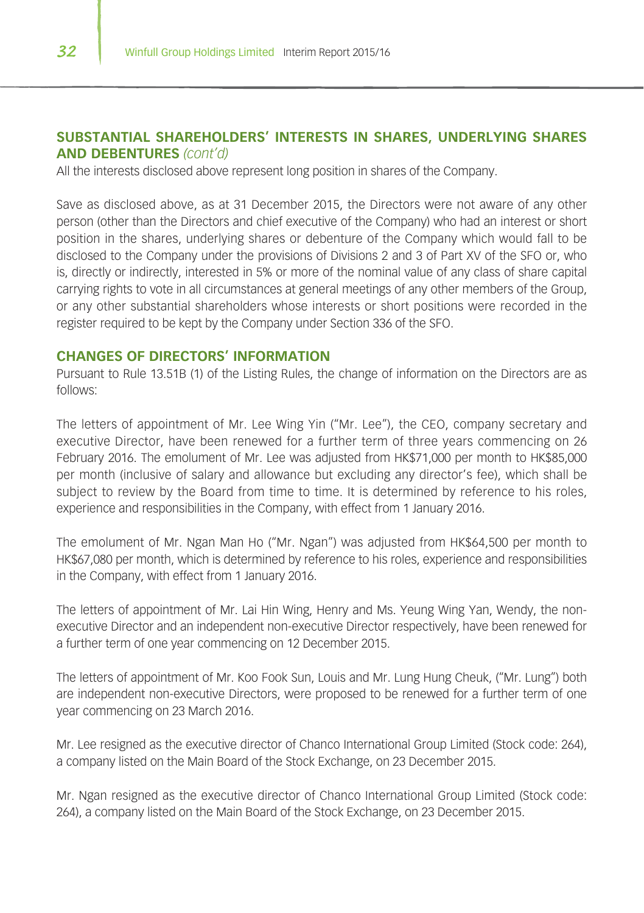## SUBSTANTIAL SHAREHOLDERS' INTERESTS IN SHARES, UNDERLYING SHARES AND DEBENTURES *(cont'd)*

All the interests disclosed above represent long position in shares of the Company.

Save as disclosed above, as at 31 December 2015, the Directors were not aware of any other person (other than the Directors and chief executive of the Company) who had an interest or short position in the shares, underlying shares or debenture of the Company which would fall to be disclosed to the Company under the provisions of Divisions 2 and 3 of Part XV of the SFO or, who is, directly or indirectly, interested in 5% or more of the nominal value of any class of share capital carrying rights to vote in all circumstances at general meetings of any other members of the Group, or any other substantial shareholders whose interests or short positions were recorded in the register required to be kept by the Company under Section 336 of the SFO.

## CHANGES OF DIRECTORS' INFORMATION

Pursuant to Rule 13.51B (1) of the Listing Rules, the change of information on the Directors are as follows:

The letters of appointment of Mr. Lee Wing Yin ("Mr. Lee"), the CEO, company secretary and executive Director, have been renewed for a further term of three years commencing on 26 February 2016. The emolument of Mr. Lee was adjusted from HK$71,000 per month to HK$85,000 per month (inclusive of salary and allowance but excluding any director's fee), which shall be subject to review by the Board from time to time. It is determined by reference to his roles, experience and responsibilities in the Company, with effect from 1 January 2016.

The emolument of Mr. Ngan Man Ho ("Mr. Ngan") was adjusted from HK$64,500 per month to HK$67,080 per month, which is determined by reference to his roles, experience and responsibilities in the Company, with effect from 1 January 2016.

The letters of appointment of Mr. Lai Hin Wing, Henry and Ms. Yeung Wing Yan, Wendy, the non-executive Director and an independent non-executive Director respectively, have been renewed for a further term of one year commencing on 12 December 2015.

The letters of appointment of Mr. Koo Fook Sun, Louis and Mr. Lung Hung Cheuk, ("Mr. Lung") both are independent non-executive Directors, were proposed to be renewed for a further term of one year commencing on 23 March 2016.

Mr. Lee resigned as the executive director of Chanco International Group Limited (Stock code: 264), a company listed on the Main Board of the Stock Exchange, on 23 December 2015.

Mr. Ngan resigned as the executive director of Chanco International Group Limited (Stock code: 264), a company listed on the Main Board of the Stock Exchange, on 23 December 2015.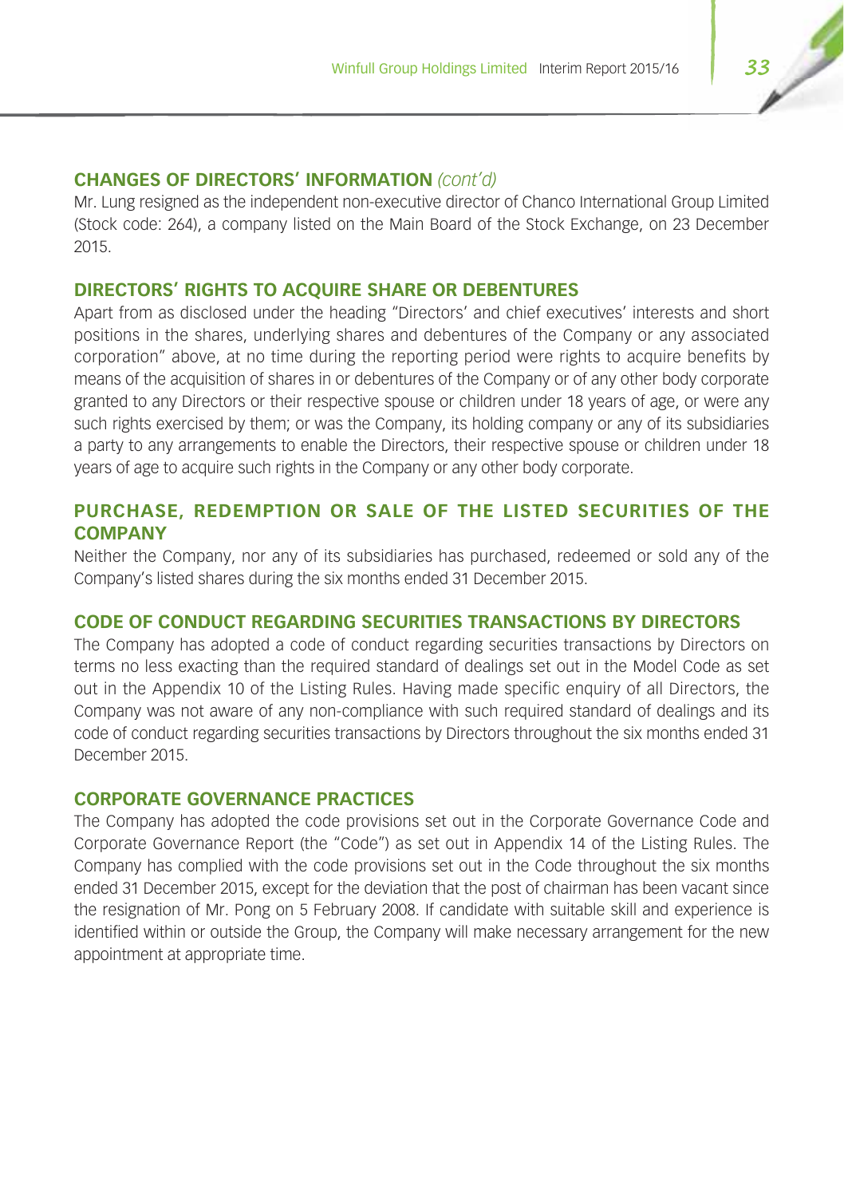## CHANGES OF DIRECTORS' INFORMATION *(cont'd)*

Mr. Lung resigned as the independent non-executive director of Chanco International Group Limited (Stock code: 264), a company listed on the Main Board of the Stock Exchange, on 23 December 2015.

## DIRECTORS' RIGHTS TO ACQUIRE SHARE OR DEBENTURES

Apart from as disclosed under the heading "Directors' and chief executives' interests and short positions in the shares, underlying shares and debentures of the Company or any associated corporation" above, at no time during the reporting period were rights to acquire benefits by means of the acquisition of shares in or debentures of the Company or of any other body corporate granted to any Directors or their respective spouse or children under 18 years of age, or were any such rights exercised by them; or was the Company, its holding company or any of its subsidiaries a party to any arrangements to enable the Directors, their respective spouse or children under 18 years of age to acquire such rights in the Company or any other body corporate.

## PURCHASE, REDEMPTION OR SALE OF THE LISTED SECURITIES OF THE COMPANY

Neither the Company, nor any of its subsidiaries has purchased, redeemed or sold any of the Company's listed shares during the six months ended 31 December 2015.

## CODE OF CONDUCT REGARDING SECURITIES TRANSACTIONS BY DIRECTORS

The Company has adopted a code of conduct regarding securities transactions by Directors on terms no less exacting than the required standard of dealings set out in the Model Code as set out in the Appendix 10 of the Listing Rules. Having made specific enquiry of all Directors, the Company was not aware of any non-compliance with such required standard of dealings and its code of conduct regarding securities transactions by Directors throughout the six months ended 31 December 2015.

## CORPORATE GOVERNANCE PRACTICES

The Company has adopted the code provisions set out in the Corporate Governance Code and Corporate Governance Report (the "Code") as set out in Appendix 14 of the Listing Rules. The Company has complied with the code provisions set out in the Code throughout the six months ended 31 December 2015, except for the deviation that the post of chairman has been vacant since the resignation of Mr. Pong on 5 February 2008. If candidate with suitable skill and experience is identified within or outside the Group, the Company will make necessary arrangement for the new appointment at appropriate time.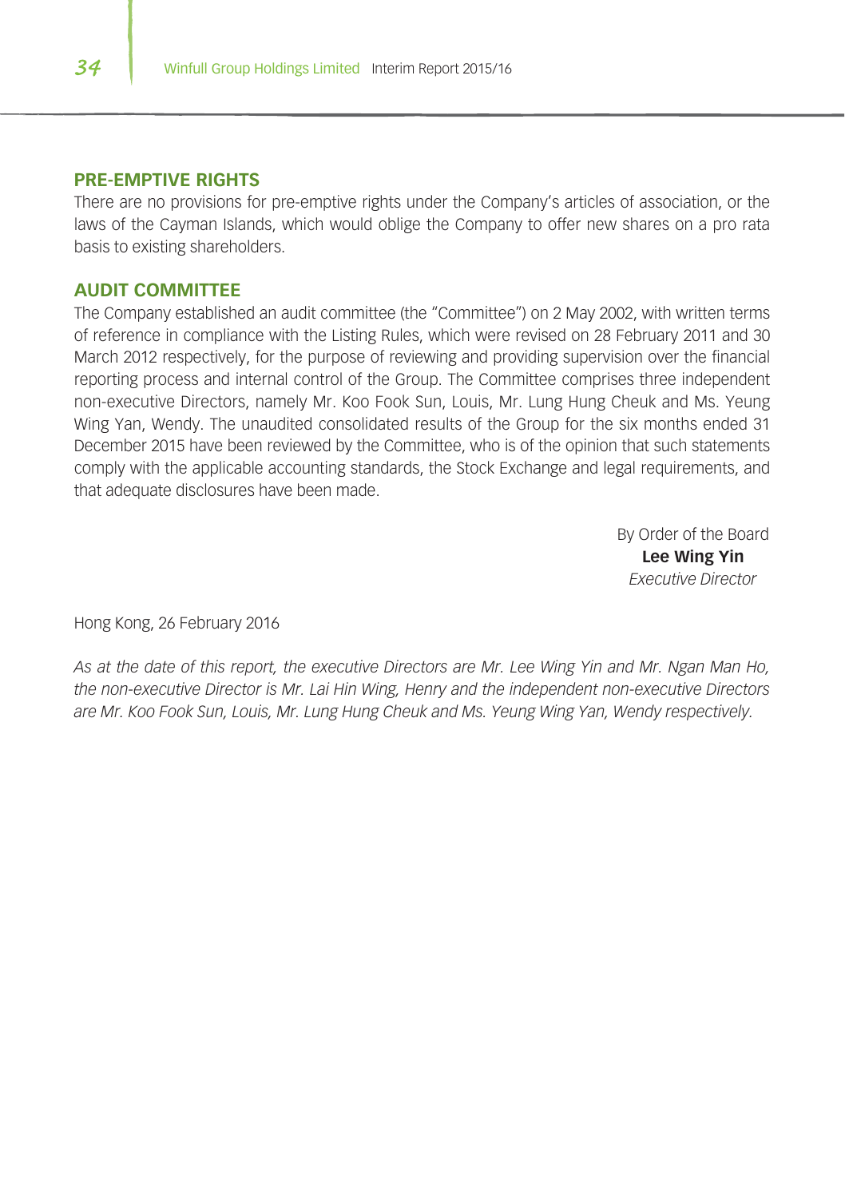## PRE-EMPTIVE RIGHTS

There are no provisions for pre-emptive rights under the Company's articles of association, or the laws of the Cayman Islands, which would oblige the Company to offer new shares on a pro rata basis to existing shareholders.

## AUDIT COMMITTEE

The Company established an audit committee (the "Committee") on 2 May 2002, with written terms of reference in compliance with the Listing Rules, which were revised on 28 February 2011 and 30 March 2012 respectively, for the purpose of reviewing and providing supervision over the financial reporting process and internal control of the Group. The Committee comprises three independent non-executive Directors, namely Mr. Koo Fook Sun, Louis, Mr. Lung Hung Cheuk and Ms. Yeung Wing Yan, Wendy. The unaudited consolidated results of the Group for the six months ended 31 December 2015 have been reviewed by the Committee, who is of the opinion that such statements comply with the applicable accounting standards, the Stock Exchange and legal requirements, and that adequate disclosures have been made.

By Order of the Board
**Lee Wing Yin**
*Executive Director*

Hong Kong, 26 February 2016

*As at the date of this report, the executive Directors are Mr. Lee Wing Yin and Mr. Ngan Man Ho, the non-executive Director is Mr. Lai Hin Wing, Henry and the independent non-executive Directors are Mr. Koo Fook Sun, Louis, Mr. Lung Hung Cheuk and Ms. Yeung Wing Yan, Wendy respectively.*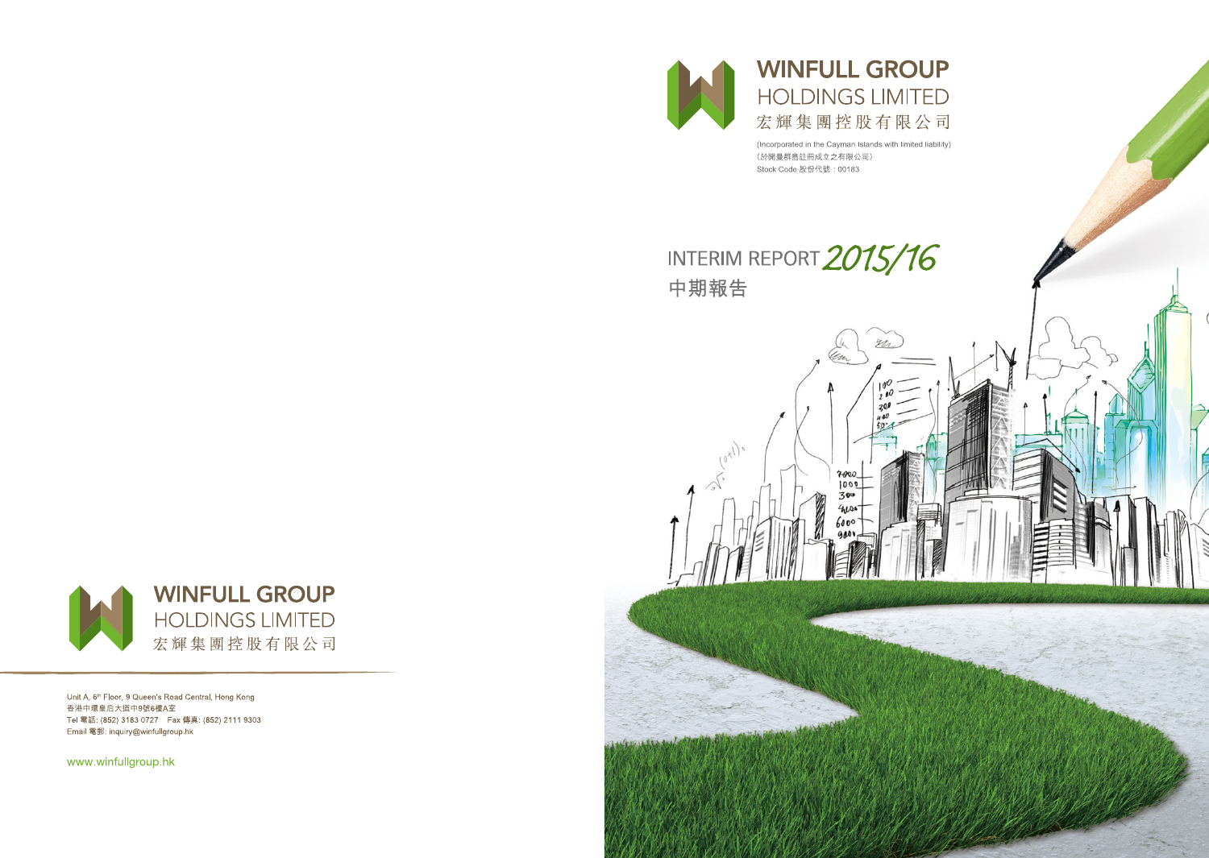# WINFULL GROUP HOLDINGS LIMITED
# 宏輝集團控股有限公司

(Incorporated in the Cayman Islands with limited liability)
（於開曼群島註冊成立之有限公司）
Stock Code 股份代號：00183

## INTERIM REPORT 2015/16
## 中期報告

WINFULL GROUP HOLDINGS LIMITED
宏輝集團控股有限公司

Unit A, 6th Floor, 9 Queen's Road Central, Hong Kong
香港中環皇后大道中9號6樓A室
Tel 電話: (852) 3183 0727 Fax 傳真: (852) 2111 9303
Email 電郵: inquiry@winfullgroup.hk

www.winfullgroup.hk